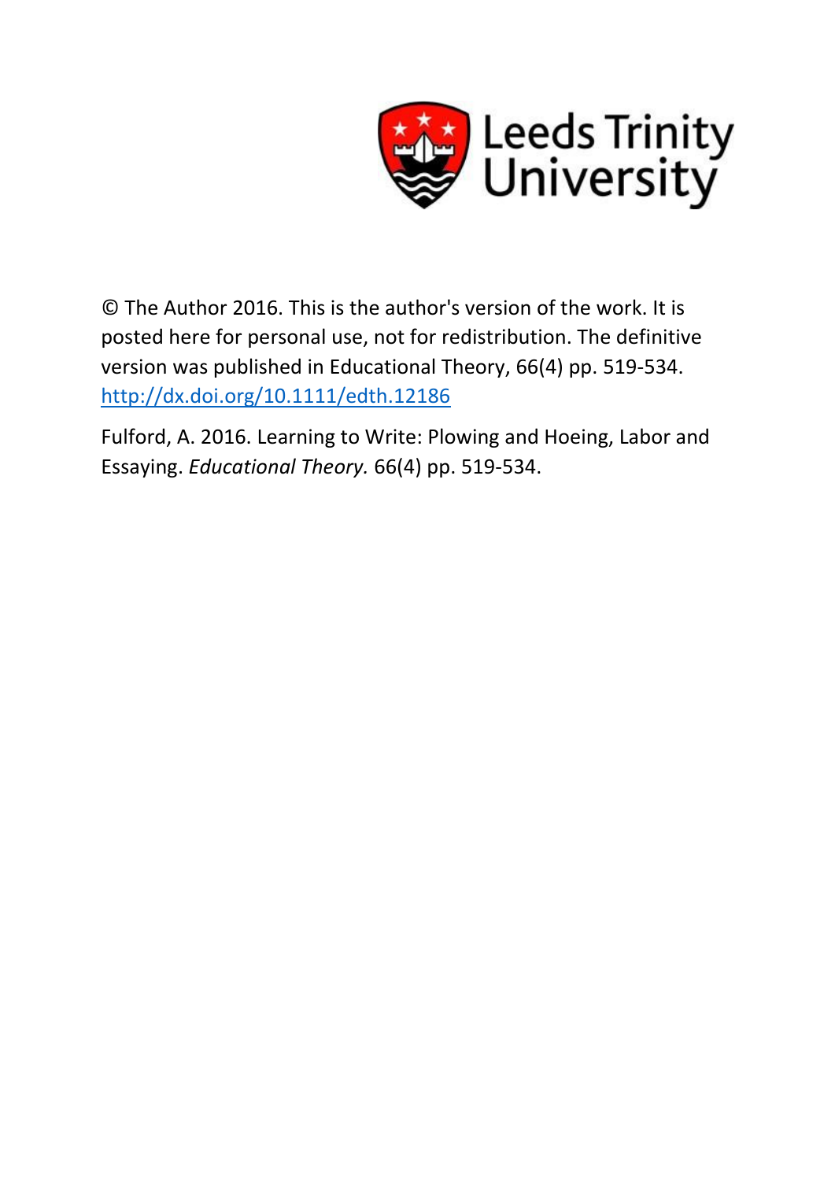Leeds Trinity University

© The Author 2016. This is the author's version of the work. It is posted here for personal use, not for redistribution. The definitive version was published in Educational Theory, 66(4) pp. 519-534. [http://dx.doi.org/10.1111/edth.12186](http://dx.doi.org/10.1111/edth.12186)

Fulford, A. 2016. Learning to Write: Plowing and Hoeing, Labor and Essaying. *Educational Theory.* 66(4) pp. 519-534.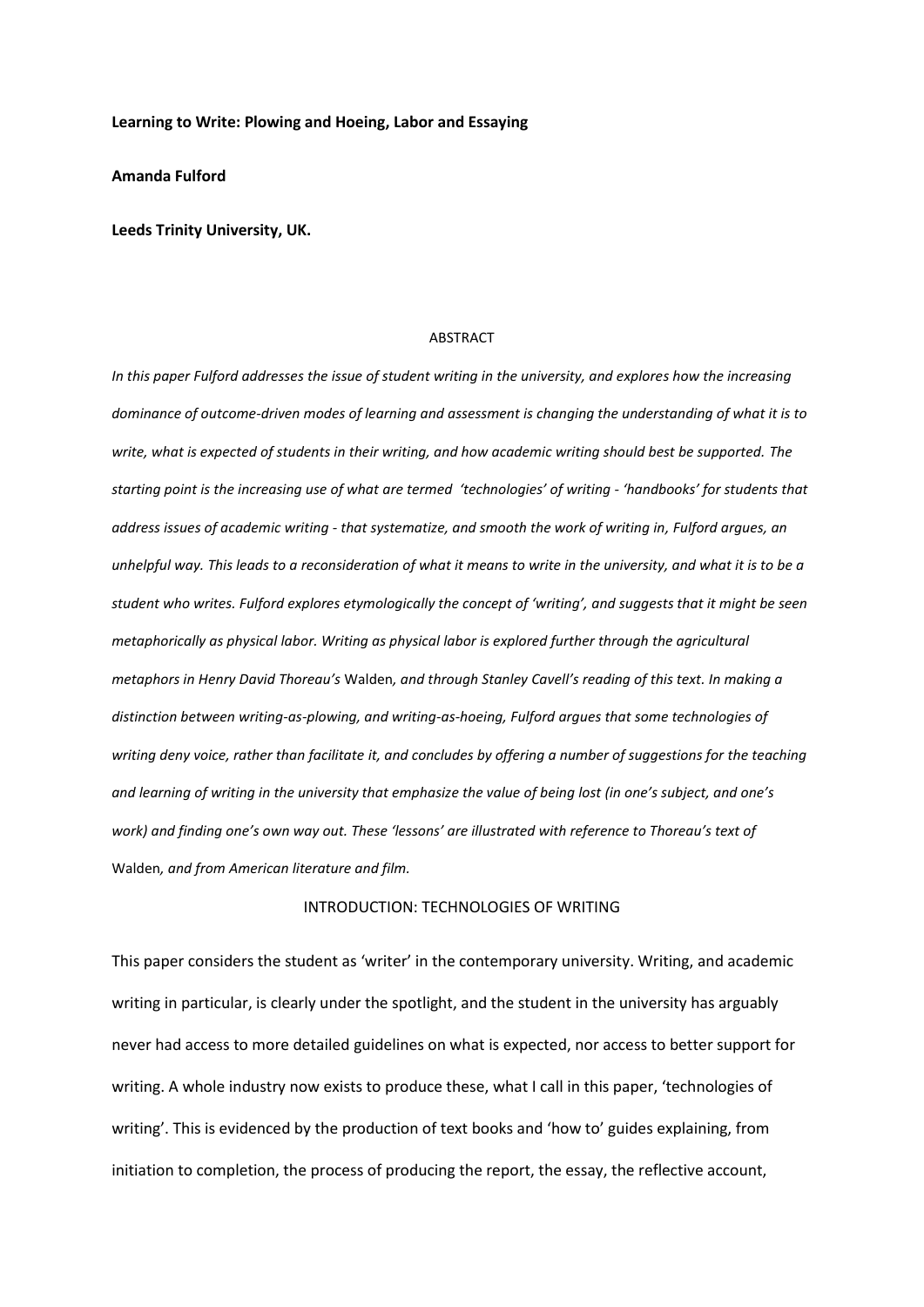**Learning to Write: Plowing and Hoeing, Labor and Essaying**

**Amanda Fulford**

**Leeds Trinity University, UK.**

## ABSTRACT

*In this paper Fulford addresses the issue of student writing in the university, and explores how the increasing dominance of outcome-driven modes of learning and assessment is changing the understanding of what it is to write, what is expected of students in their writing, and how academic writing should best be supported. The starting point is the increasing use of what are termed 'technologies' of writing - 'handbooks' for students that address issues of academic writing - that systematize, and smooth the work of writing in, Fulford argues, an unhelpful way. This leads to a reconsideration of what it means to write in the university, and what it is to be a student who writes. Fulford explores etymologically the concept of 'writing', and suggests that it might be seen metaphorically as physical labor. Writing as physical labor is explored further through the agricultural metaphors in Henry David Thoreau's* Walden*, and through Stanley Cavell's reading of this text. In making a distinction between writing-as-plowing, and writing-as-hoeing, Fulford argues that some technologies of writing deny voice, rather than facilitate it, and concludes by offering a number of suggestions for the teaching and learning of writing in the university that emphasize the value of being lost (in one's subject, and one's work) and finding one's own way out. These 'lessons' are illustrated with reference to Thoreau's text of* Walden*, and from American literature and film.*

## INTRODUCTION: TECHNOLOGIES OF WRITING

This paper considers the student as 'writer' in the contemporary university. Writing, and academic writing in particular, is clearly under the spotlight, and the student in the university has arguably never had access to more detailed guidelines on what is expected, nor access to better support for writing. A whole industry now exists to produce these, what I call in this paper, 'technologies of writing'. This is evidenced by the production of text books and 'how to' guides explaining, from initiation to completion, the process of producing the report, the essay, the reflective account,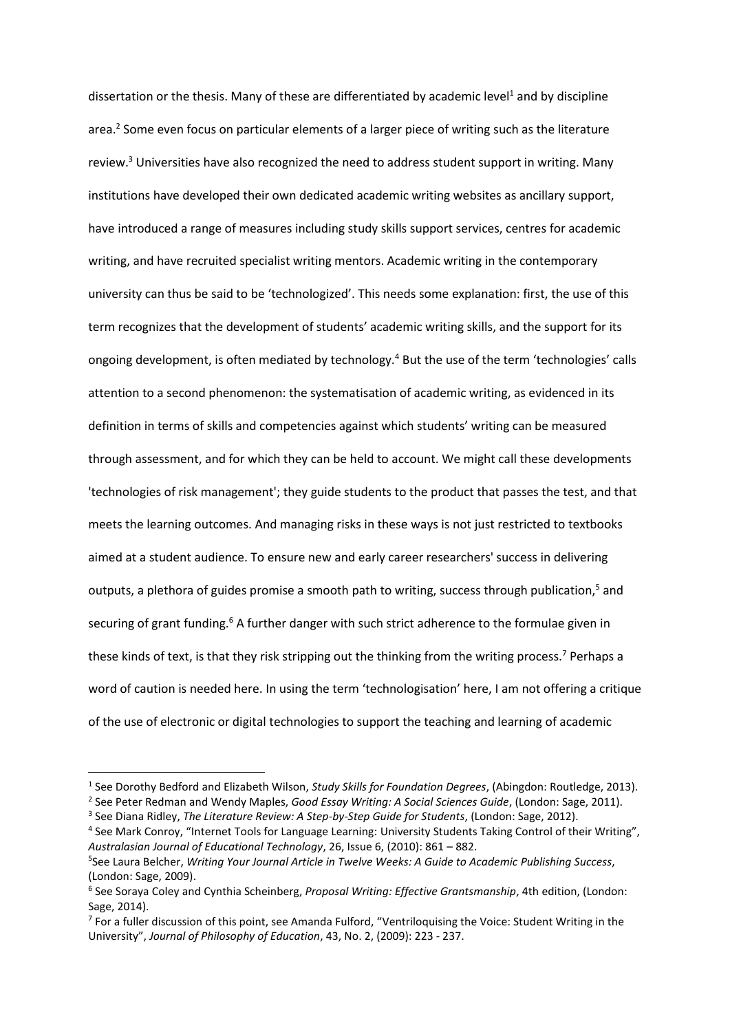dissertation or the thesis. Many of these are differentiated by academic level[1] and by discipline area.[2] Some even focus on particular elements of a larger piece of writing such as the literature review.[3] Universities have also recognized the need to address student support in writing. Many institutions have developed their own dedicated academic writing websites as ancillary support, have introduced a range of measures including study skills support services, centres for academic writing, and have recruited specialist writing mentors. Academic writing in the contemporary university can thus be said to be 'technologized'. This needs some explanation: first, the use of this term recognizes that the development of students' academic writing skills, and the support for its ongoing development, is often mediated by technology.[4] But the use of the term 'technologies' calls attention to a second phenomenon: the systematisation of academic writing, as evidenced in its definition in terms of skills and competencies against which students' writing can be measured through assessment, and for which they can be held to account. We might call these developments 'technologies of risk management'; they guide students to the product that passes the test, and that meets the learning outcomes. And managing risks in these ways is not just restricted to textbooks aimed at a student audience. To ensure new and early career researchers' success in delivering outputs, a plethora of guides promise a smooth path to writing, success through publication,[5] and securing of grant funding.[6] A further danger with such strict adherence to the formulae given in these kinds of text, is that they risk stripping out the thinking from the writing process.[7] Perhaps a word of caution is needed here. In using the term 'technologisation' here, I am not offering a critique of the use of electronic or digital technologies to support the teaching and learning of academic

---

[1] See Dorothy Bedford and Elizabeth Wilson, *Study Skills for Foundation Degrees*, (Abingdon: Routledge, 2013).

[2] See Peter Redman and Wendy Maples, *Good Essay Writing: A Social Sciences Guide*, (London: Sage, 2011).

[3] See Diana Ridley, *The Literature Review: A Step-by-Step Guide for Students*, (London: Sage, 2012).

[4] See Mark Conroy, "Internet Tools for Language Learning: University Students Taking Control of their Writing", *Australasian Journal of Educational Technology*, 26, Issue 6, (2010): 861 – 882.

[5] See Laura Belcher, *Writing Your Journal Article in Twelve Weeks: A Guide to Academic Publishing Success*, (London: Sage, 2009).

[6] See Soraya Coley and Cynthia Scheinberg, *Proposal Writing: Effective Grantsmanship*, 4th edition, (London: Sage, 2014).

[7] For a fuller discussion of this point, see Amanda Fulford, "Ventriloquising the Voice: Student Writing in the University", *Journal of Philosophy of Education*, 43, No. 2, (2009): 223 - 237.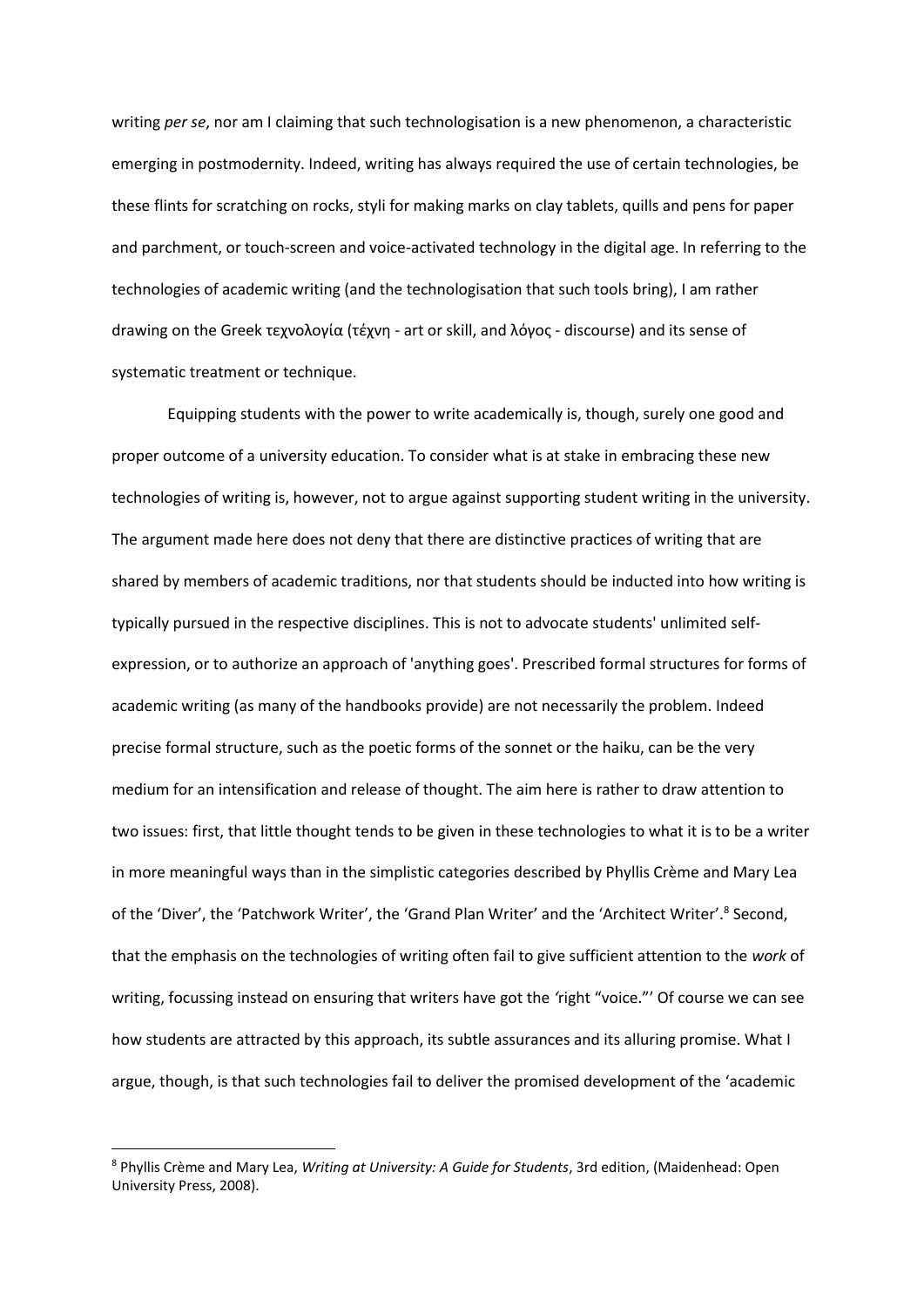writing *per se*, nor am I claiming that such technologisation is a new phenomenon, a characteristic emerging in postmodernity. Indeed, writing has always required the use of certain technologies, be these flints for scratching on rocks, styli for making marks on clay tablets, quills and pens for paper and parchment, or touch-screen and voice-activated technology in the digital age. In referring to the technologies of academic writing (and the technologisation that such tools bring), I am rather drawing on the Greek τεχνολογία (τέχνη - art or skill, and λόγος - discourse) and its sense of systematic treatment or technique.

Equipping students with the power to write academically is, though, surely one good and proper outcome of a university education. To consider what is at stake in embracing these new technologies of writing is, however, not to argue against supporting student writing in the university. The argument made here does not deny that there are distinctive practices of writing that are shared by members of academic traditions, nor that students should be inducted into how writing is typically pursued in the respective disciplines. This is not to advocate students' unlimited self-expression, or to authorize an approach of 'anything goes'. Prescribed formal structures for forms of academic writing (as many of the handbooks provide) are not necessarily the problem. Indeed precise formal structure, such as the poetic forms of the sonnet or the haiku, can be the very medium for an intensification and release of thought. The aim here is rather to draw attention to two issues: first, that little thought tends to be given in these technologies to what it is to be a writer in more meaningful ways than in the simplistic categories described by Phyllis Crème and Mary Lea of the 'Diver', the 'Patchwork Writer', the 'Grand Plan Writer' and the 'Architect Writer'.[8] Second, that the emphasis on the technologies of writing often fail to give sufficient attention to the *work* of writing, focussing instead on ensuring that writers have got the 'right "voice."' Of course we can see how students are attracted by this approach, its subtle assurances and its alluring promise. What I argue, though, is that such technologies fail to deliver the promised development of the 'academic

---

[8] Phyllis Crème and Mary Lea, *Writing at University: A Guide for Students*, 3rd edition, (Maidenhead: Open University Press, 2008).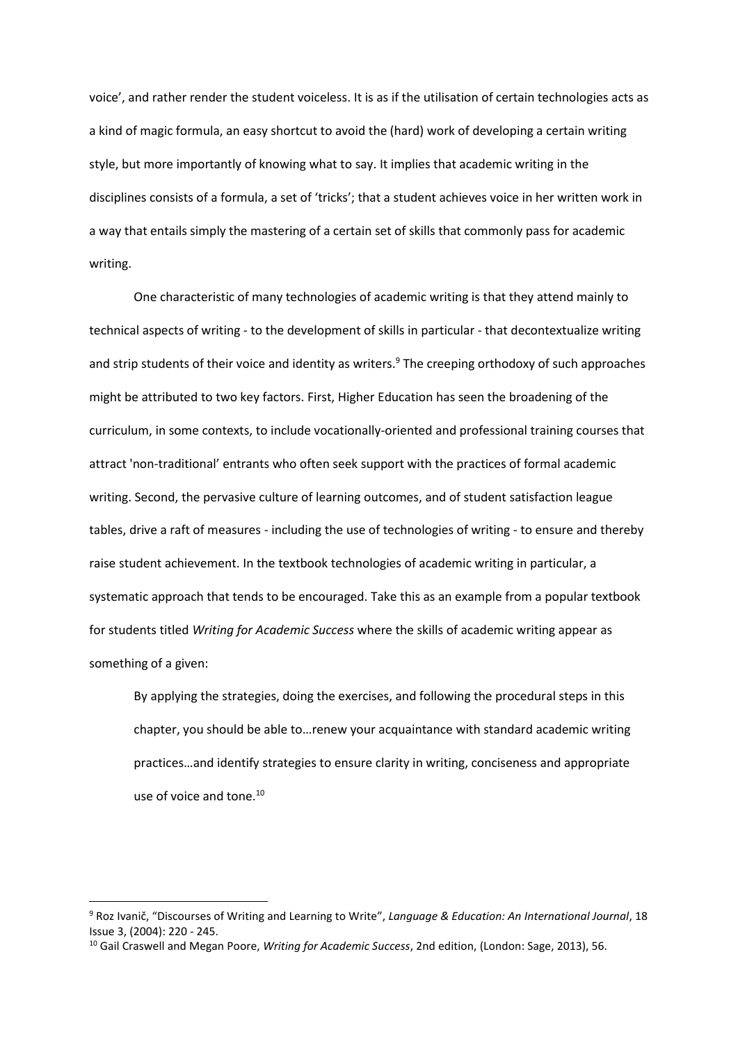voice', and rather render the student voiceless. It is as if the utilisation of certain technologies acts as a kind of magic formula, an easy shortcut to avoid the (hard) work of developing a certain writing style, but more importantly of knowing what to say. It implies that academic writing in the disciplines consists of a formula, a set of 'tricks'; that a student achieves voice in her written work in a way that entails simply the mastering of a certain set of skills that commonly pass for academic writing.

One characteristic of many technologies of academic writing is that they attend mainly to technical aspects of writing - to the development of skills in particular - that decontextualize writing and strip students of their voice and identity as writers.[9] The creeping orthodoxy of such approaches might be attributed to two key factors. First, Higher Education has seen the broadening of the curriculum, in some contexts, to include vocationally-oriented and professional training courses that attract 'non-traditional' entrants who often seek support with the practices of formal academic writing. Second, the pervasive culture of learning outcomes, and of student satisfaction league tables, drive a raft of measures - including the use of technologies of writing - to ensure and thereby raise student achievement. In the textbook technologies of academic writing in particular, a systematic approach that tends to be encouraged. Take this as an example from a popular textbook for students titled *Writing for Academic Success* where the skills of academic writing appear as something of a given:

> By applying the strategies, doing the exercises, and following the procedural steps in this chapter, you should be able to…renew your acquaintance with standard academic writing practices…and identify strategies to ensure clarity in writing, conciseness and appropriate use of voice and tone.[10]

---

[9] Roz Ivanič, "Discourses of Writing and Learning to Write", *Language & Education: An International Journal*, 18 Issue 3, (2004): 220 - 245.

[10] Gail Craswell and Megan Poore, *Writing for Academic Success*, 2nd edition, (London: Sage, 2013), 56.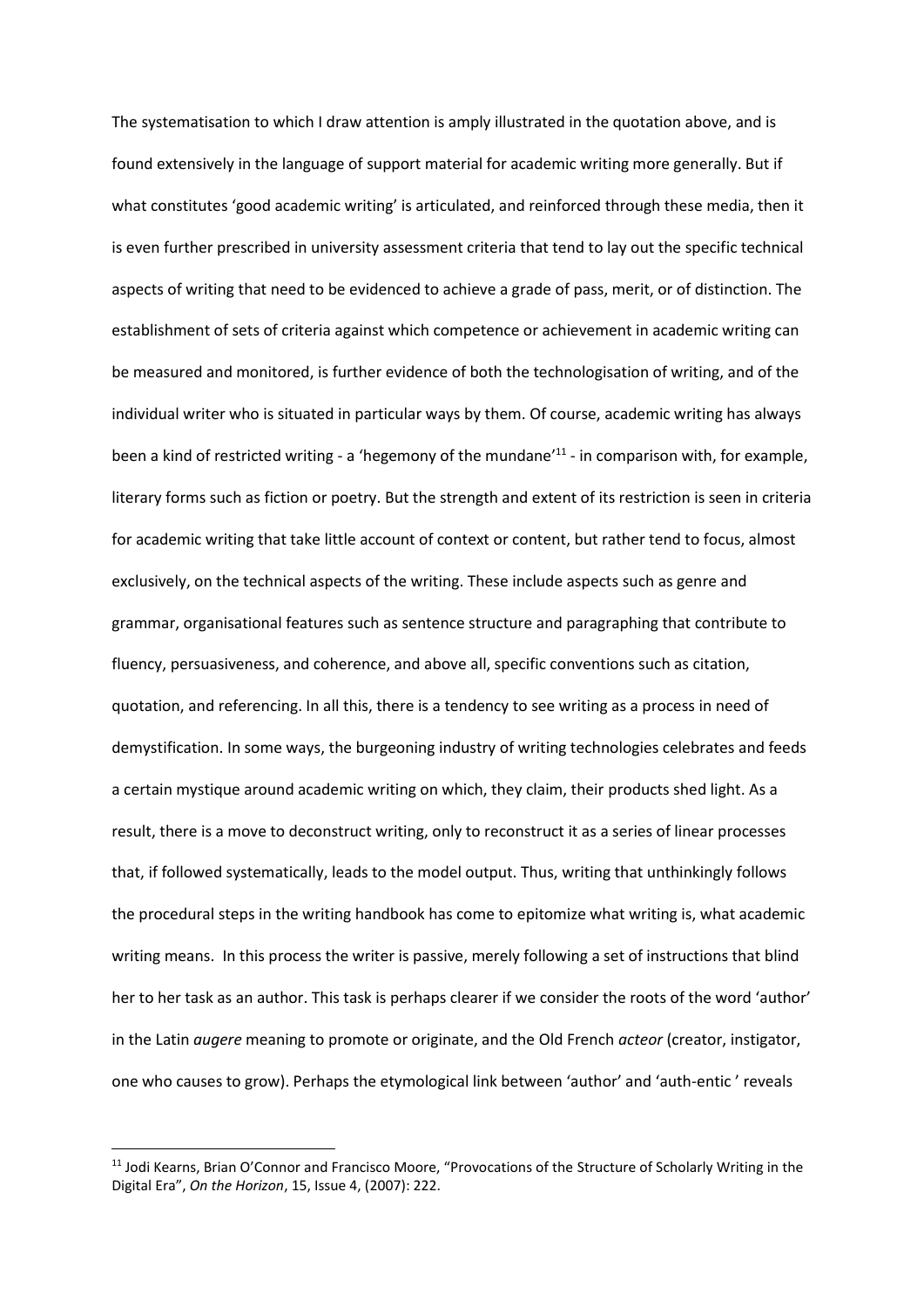The systematisation to which I draw attention is amply illustrated in the quotation above, and is found extensively in the language of support material for academic writing more generally. But if what constitutes 'good academic writing' is articulated, and reinforced through these media, then it is even further prescribed in university assessment criteria that tend to lay out the specific technical aspects of writing that need to be evidenced to achieve a grade of pass, merit, or of distinction. The establishment of sets of criteria against which competence or achievement in academic writing can be measured and monitored, is further evidence of both the technologisation of writing, and of the individual writer who is situated in particular ways by them. Of course, academic writing has always been a kind of restricted writing - a 'hegemony of the mundane'[11] - in comparison with, for example, literary forms such as fiction or poetry. But the strength and extent of its restriction is seen in criteria for academic writing that take little account of context or content, but rather tend to focus, almost exclusively, on the technical aspects of the writing. These include aspects such as genre and grammar, organisational features such as sentence structure and paragraphing that contribute to fluency, persuasiveness, and coherence, and above all, specific conventions such as citation, quotation, and referencing. In all this, there is a tendency to see writing as a process in need of demystification. In some ways, the burgeoning industry of writing technologies celebrates and feeds a certain mystique around academic writing on which, they claim, their products shed light. As a result, there is a move to deconstruct writing, only to reconstruct it as a series of linear processes that, if followed systematically, leads to the model output. Thus, writing that unthinkingly follows the procedural steps in the writing handbook has come to epitomize what writing is, what academic writing means. In this process the writer is passive, merely following a set of instructions that blind her to her task as an author. This task is perhaps clearer if we consider the roots of the word 'author' in the Latin *augere* meaning to promote or originate, and the Old French *acteor* (creator, instigator, one who causes to grow). Perhaps the etymological link between 'author' and 'auth-entic ' reveals

[11] Jodi Kearns, Brian O'Connor and Francisco Moore, "Provocations of the Structure of Scholarly Writing in the Digital Era", *On the Horizon*, 15, Issue 4, (2007): 222.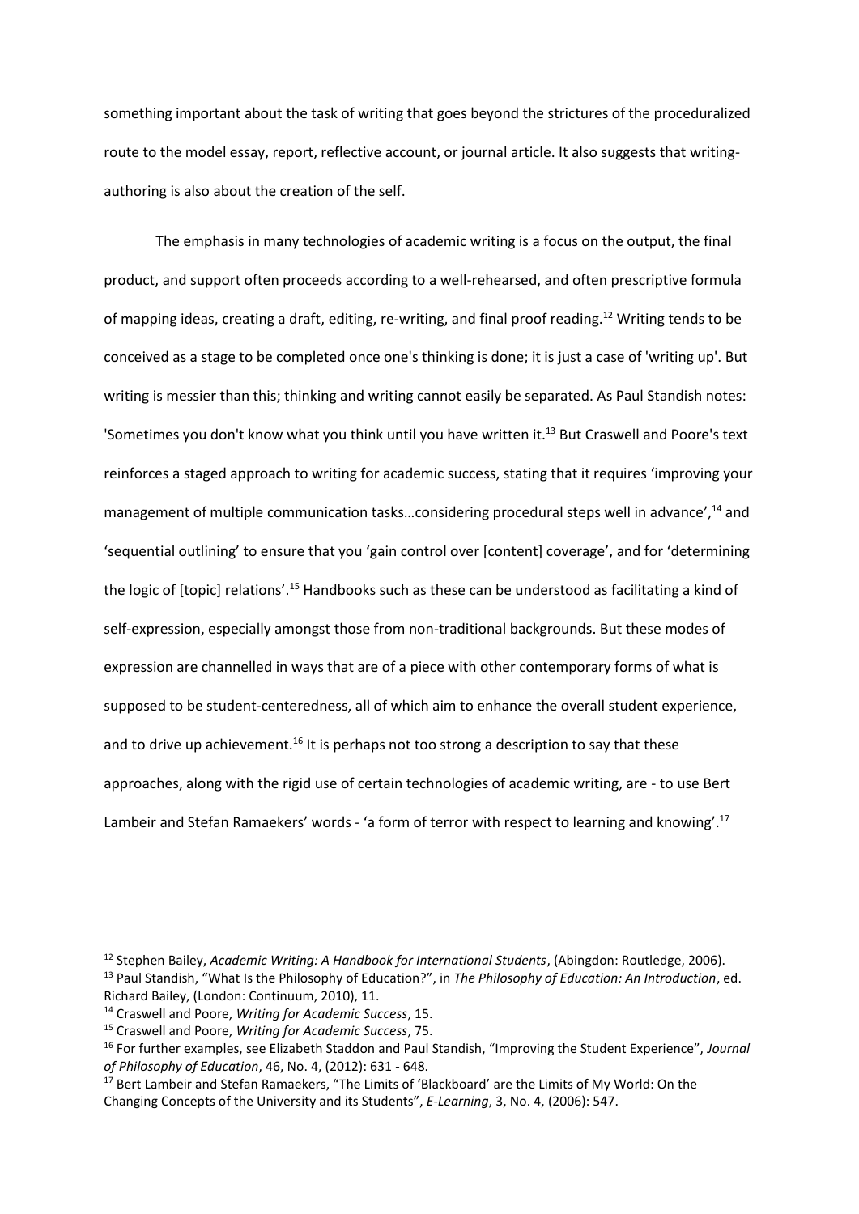something important about the task of writing that goes beyond the strictures of the proceduralized route to the model essay, report, reflective account, or journal article. It also suggests that writing-authoring is also about the creation of the self.

The emphasis in many technologies of academic writing is a focus on the output, the final product, and support often proceeds according to a well-rehearsed, and often prescriptive formula of mapping ideas, creating a draft, editing, re-writing, and final proof reading.[12] Writing tends to be conceived as a stage to be completed once one's thinking is done; it is just a case of 'writing up'. But writing is messier than this; thinking and writing cannot easily be separated. As Paul Standish notes: 'Sometimes you don't know what you think until you have written it.[13] But Craswell and Poore's text reinforces a staged approach to writing for academic success, stating that it requires 'improving your management of multiple communication tasks…considering procedural steps well in advance',[14] and 'sequential outlining' to ensure that you 'gain control over [content] coverage', and for 'determining the logic of [topic] relations'.[15] Handbooks such as these can be understood as facilitating a kind of self-expression, especially amongst those from non-traditional backgrounds. But these modes of expression are channelled in ways that are of a piece with other contemporary forms of what is supposed to be student-centeredness, all of which aim to enhance the overall student experience, and to drive up achievement.[16] It is perhaps not too strong a description to say that these approaches, along with the rigid use of certain technologies of academic writing, are - to use Bert Lambeir and Stefan Ramaekers' words - 'a form of terror with respect to learning and knowing'.[17]

---

[12] Stephen Bailey, *Academic Writing: A Handbook for International Students*, (Abingdon: Routledge, 2006).

[13] Paul Standish, "What Is the Philosophy of Education?", in *The Philosophy of Education: An Introduction*, ed. Richard Bailey, (London: Continuum, 2010), 11.

[14] Craswell and Poore, *Writing for Academic Success*, 15.

[15] Craswell and Poore, *Writing for Academic Success*, 75.

[16] For further examples, see Elizabeth Staddon and Paul Standish, "Improving the Student Experience", *Journal of Philosophy of Education*, 46, No. 4, (2012): 631 - 648.

[17] Bert Lambeir and Stefan Ramaekers, "The Limits of 'Blackboard' are the Limits of My World: On the Changing Concepts of the University and its Students", *E-Learning*, 3, No. 4, (2006): 547.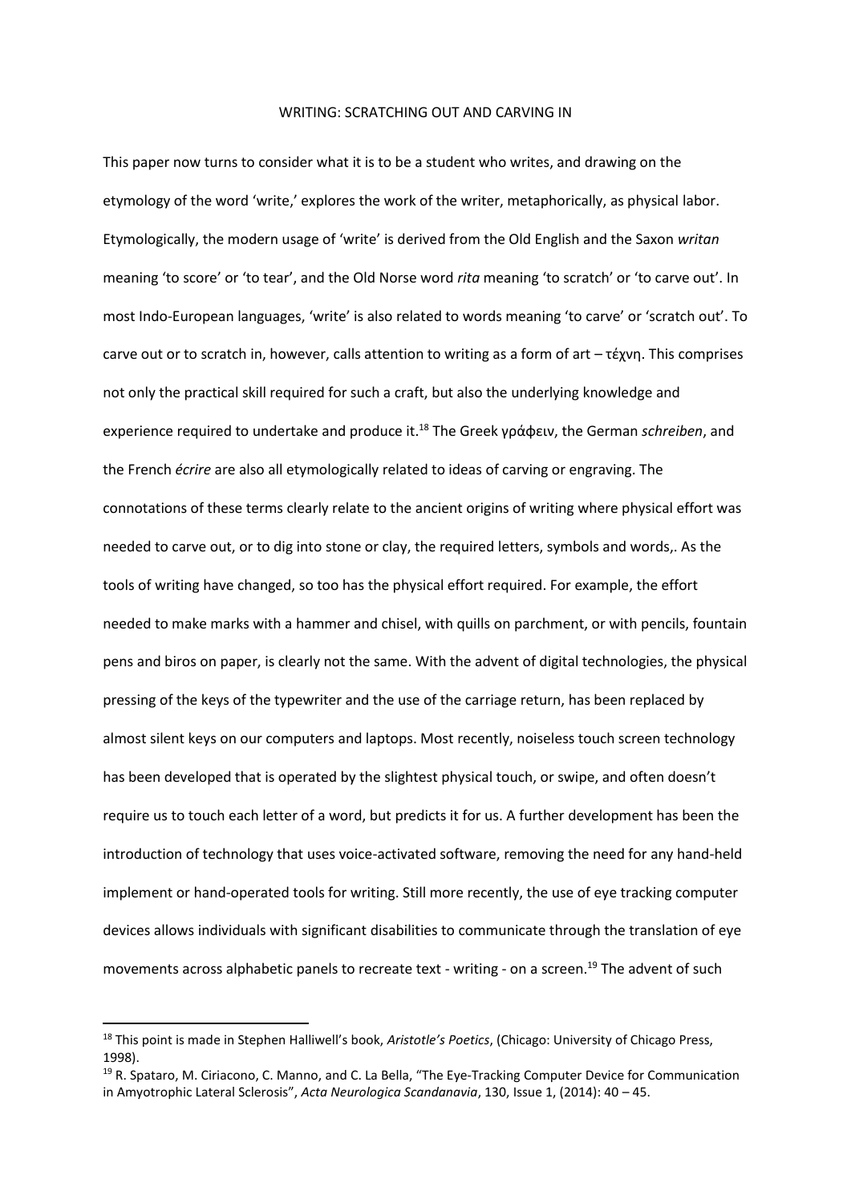## WRITING: SCRATCHING OUT AND CARVING IN

This paper now turns to consider what it is to be a student who writes, and drawing on the etymology of the word 'write,' explores the work of the writer, metaphorically, as physical labor. Etymologically, the modern usage of 'write' is derived from the Old English and the Saxon *writan* meaning 'to score' or 'to tear', and the Old Norse word *rita* meaning 'to scratch' or 'to carve out'. In most Indo-European languages, 'write' is also related to words meaning 'to carve' or 'scratch out'. To carve out or to scratch in, however, calls attention to writing as a form of art – τέχνη. This comprises not only the practical skill required for such a craft, but also the underlying knowledge and experience required to undertake and produce it.[18] The Greek γράφειν, the German *schreiben*, and the French *écrire* are also all etymologically related to ideas of carving or engraving. The connotations of these terms clearly relate to the ancient origins of writing where physical effort was needed to carve out, or to dig into stone or clay, the required letters, symbols and words,. As the tools of writing have changed, so too has the physical effort required. For example, the effort needed to make marks with a hammer and chisel, with quills on parchment, or with pencils, fountain pens and biros on paper, is clearly not the same. With the advent of digital technologies, the physical pressing of the keys of the typewriter and the use of the carriage return, has been replaced by almost silent keys on our computers and laptops. Most recently, noiseless touch screen technology has been developed that is operated by the slightest physical touch, or swipe, and often doesn't require us to touch each letter of a word, but predicts it for us. A further development has been the introduction of technology that uses voice-activated software, removing the need for any hand-held implement or hand-operated tools for writing. Still more recently, the use of eye tracking computer devices allows individuals with significant disabilities to communicate through the translation of eye movements across alphabetic panels to recreate text - writing - on a screen.[19] The advent of such

---

[18] This point is made in Stephen Halliwell's book, *Aristotle's Poetics*, (Chicago: University of Chicago Press, 1998).

[19] R. Spataro, M. Ciriacono, C. Manno, and C. La Bella, "The Eye-Tracking Computer Device for Communication in Amyotrophic Lateral Sclerosis", *Acta Neurologica Scandanavia*, 130, Issue 1, (2014): 40 – 45.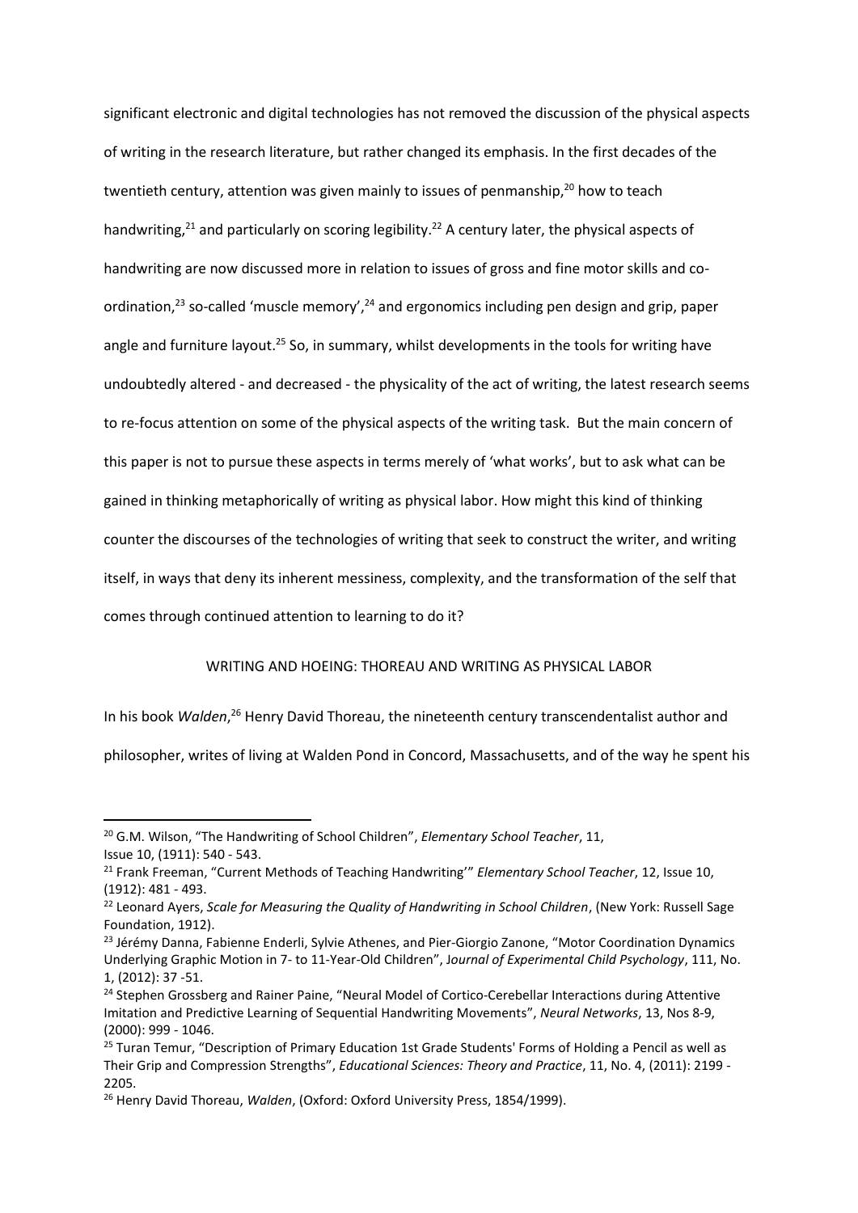significant electronic and digital technologies has not removed the discussion of the physical aspects of writing in the research literature, but rather changed its emphasis. In the first decades of the twentieth century, attention was given mainly to issues of penmanship,[20] how to teach handwriting,[21] and particularly on scoring legibility.[22] A century later, the physical aspects of handwriting are now discussed more in relation to issues of gross and fine motor skills and co-ordination,[23] so-called 'muscle memory',[24] and ergonomics including pen design and grip, paper angle and furniture layout.[25] So, in summary, whilst developments in the tools for writing have undoubtedly altered - and decreased - the physicality of the act of writing, the latest research seems to re-focus attention on some of the physical aspects of the writing task. But the main concern of this paper is not to pursue these aspects in terms merely of 'what works', but to ask what can be gained in thinking metaphorically of writing as physical labor. How might this kind of thinking counter the discourses of the technologies of writing that seek to construct the writer, and writing itself, in ways that deny its inherent messiness, complexity, and the transformation of the self that comes through continued attention to learning to do it?

## WRITING AND HOEING: THOREAU AND WRITING AS PHYSICAL LABOR

In his book *Walden*,[26] Henry David Thoreau, the nineteenth century transcendentalist author and philosopher, writes of living at Walden Pond in Concord, Massachusetts, and of the way he spent his

---

[20] G.M. Wilson, "The Handwriting of School Children", *Elementary School Teacher*, 11, Issue 10, (1911): 540 - 543.

[21] Frank Freeman, "Current Methods of Teaching Handwriting'" *Elementary School Teacher*, 12, Issue 10, (1912): 481 - 493.

[22] Leonard Ayers, *Scale for Measuring the Quality of Handwriting in School Children*, (New York: Russell Sage Foundation, 1912).

[23] Jérémy Danna, Fabienne Enderli, Sylvie Athenes, and Pier-Giorgio Zanone, "Motor Coordination Dynamics Underlying Graphic Motion in 7- to 11-Year-Old Children", *Journal of Experimental Child Psychology*, 111, No. 1, (2012): 37 -51.

[24] Stephen Grossberg and Rainer Paine, "Neural Model of Cortico-Cerebellar Interactions during Attentive Imitation and Predictive Learning of Sequential Handwriting Movements", *Neural Networks*, 13, Nos 8-9, (2000): 999 - 1046.

[25] Turan Temur, "Description of Primary Education 1st Grade Students' Forms of Holding a Pencil as well as Their Grip and Compression Strengths", *Educational Sciences: Theory and Practice*, 11, No. 4, (2011): 2199 - 2205.

[26] Henry David Thoreau, *Walden*, (Oxford: Oxford University Press, 1854/1999).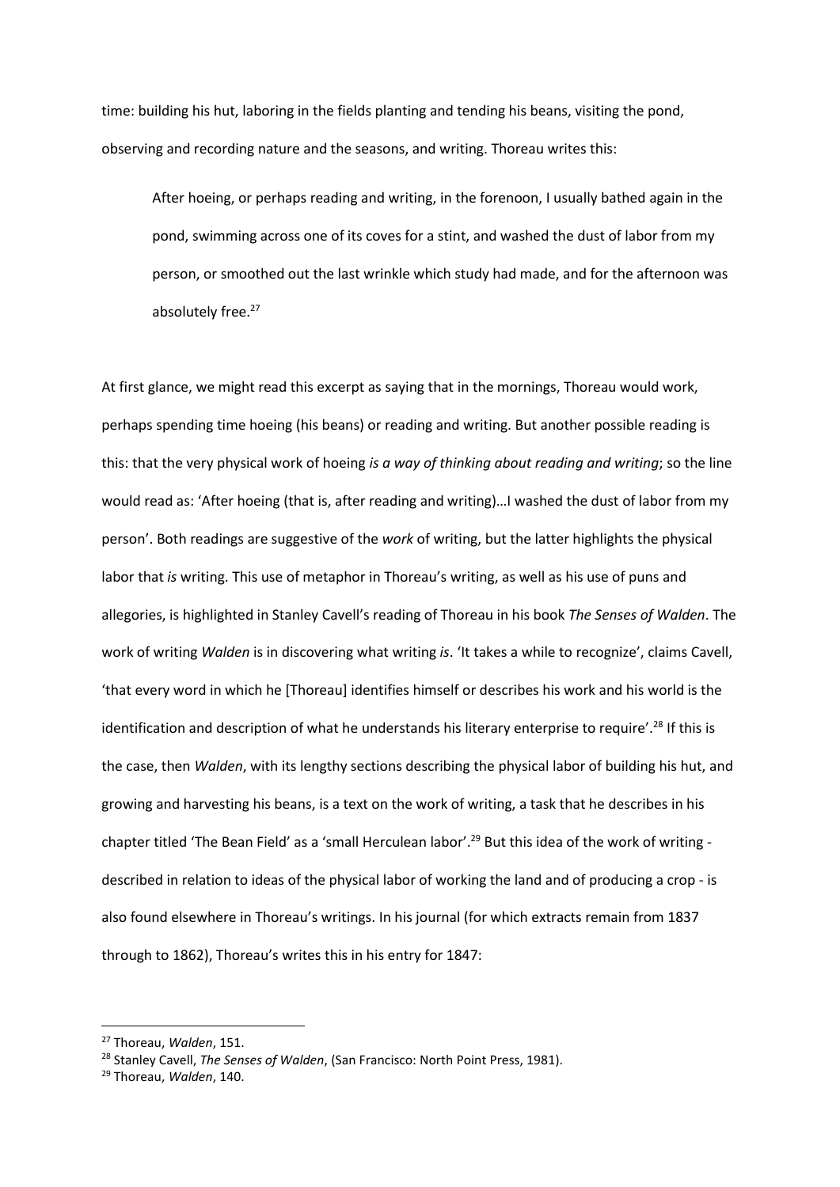time: building his hut, laboring in the fields planting and tending his beans, visiting the pond, observing and recording nature and the seasons, and writing. Thoreau writes this:

> After hoeing, or perhaps reading and writing, in the forenoon, I usually bathed again in the pond, swimming across one of its coves for a stint, and washed the dust of labor from my person, or smoothed out the last wrinkle which study had made, and for the afternoon was absolutely free.[27]

At first glance, we might read this excerpt as saying that in the mornings, Thoreau would work, perhaps spending time hoeing (his beans) or reading and writing. But another possible reading is this: that the very physical work of hoeing *is a way of thinking about reading and writing*; so the line would read as: 'After hoeing (that is, after reading and writing)…I washed the dust of labor from my person'. Both readings are suggestive of the *work* of writing, but the latter highlights the physical labor that *is* writing. This use of metaphor in Thoreau's writing, as well as his use of puns and allegories, is highlighted in Stanley Cavell's reading of Thoreau in his book *The Senses of Walden*. The work of writing *Walden* is in discovering what writing *is*. 'It takes a while to recognize', claims Cavell, 'that every word in which he [Thoreau] identifies himself or describes his work and his world is the identification and description of what he understands his literary enterprise to require'.[28] If this is the case, then *Walden*, with its lengthy sections describing the physical labor of building his hut, and growing and harvesting his beans, is a text on the work of writing, a task that he describes in his chapter titled 'The Bean Field' as a 'small Herculean labor'.[29] But this idea of the work of writing - described in relation to ideas of the physical labor of working the land and of producing a crop - is also found elsewhere in Thoreau's writings. In his journal (for which extracts remain from 1837 through to 1862), Thoreau's writes this in his entry for 1847:

---

[27] Thoreau, *Walden*, 151.

[28] Stanley Cavell, *The Senses of Walden*, (San Francisco: North Point Press, 1981).

[29] Thoreau, *Walden*, 140.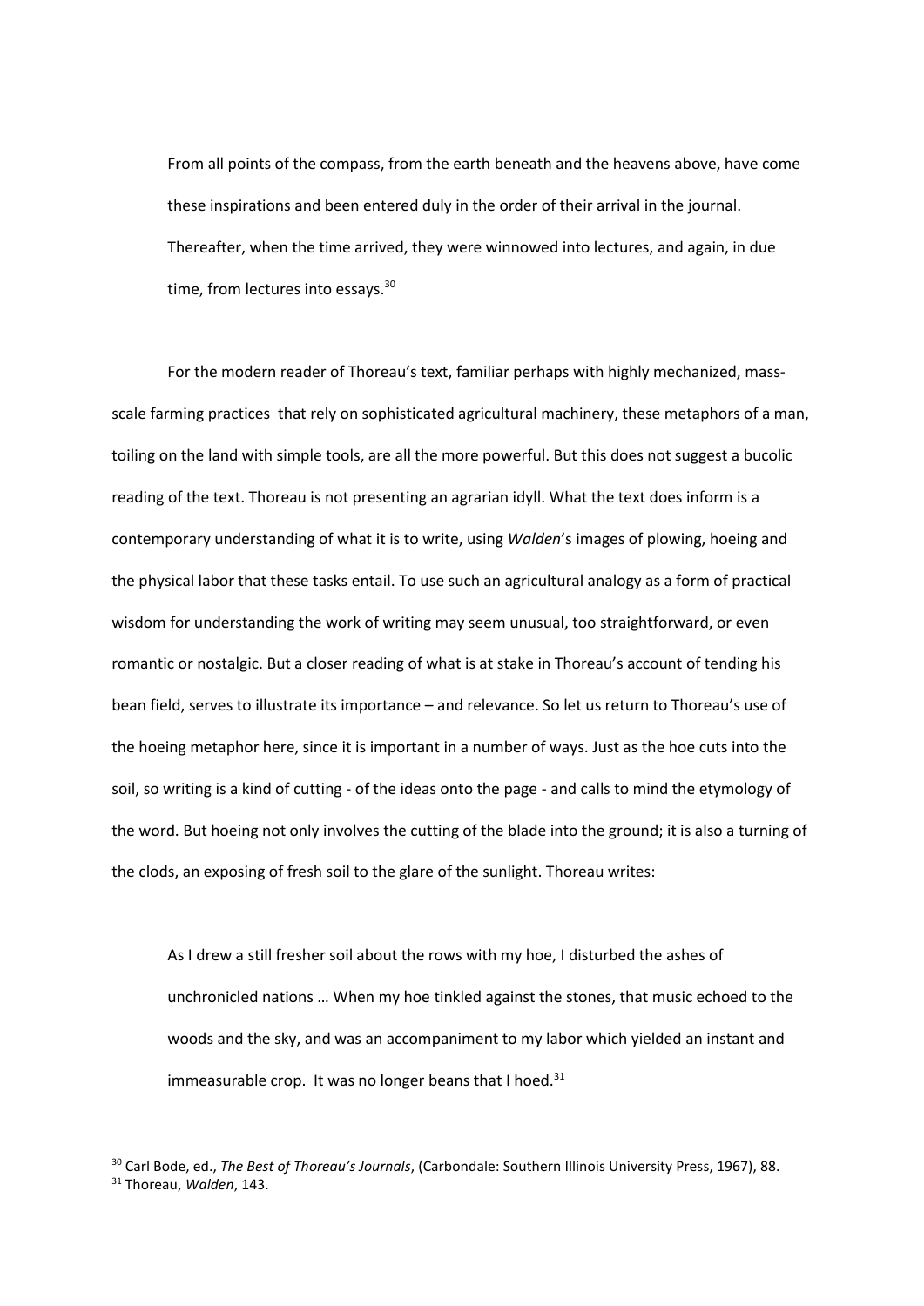> From all points of the compass, from the earth beneath and the heavens above, have come these inspirations and been entered duly in the order of their arrival in the journal. Thereafter, when the time arrived, they were winnowed into lectures, and again, in due time, from lectures into essays.[30]

For the modern reader of Thoreau's text, familiar perhaps with highly mechanized, mass-scale farming practices  that rely on sophisticated agricultural machinery, these metaphors of a man, toiling on the land with simple tools, are all the more powerful. But this does not suggest a bucolic reading of the text. Thoreau is not presenting an agrarian idyll. What the text does inform is a contemporary understanding of what it is to write, using *Walden*'s images of plowing, hoeing and the physical labor that these tasks entail. To use such an agricultural analogy as a form of practical wisdom for understanding the work of writing may seem unusual, too straightforward, or even romantic or nostalgic. But a closer reading of what is at stake in Thoreau's account of tending his bean field, serves to illustrate its importance – and relevance. So let us return to Thoreau's use of the hoeing metaphor here, since it is important in a number of ways. Just as the hoe cuts into the soil, so writing is a kind of cutting - of the ideas onto the page - and calls to mind the etymology of the word. But hoeing not only involves the cutting of the blade into the ground; it is also a turning of the clods, an exposing of fresh soil to the glare of the sunlight. Thoreau writes:

> As I drew a still fresher soil about the rows with my hoe, I disturbed the ashes of unchronicled nations … When my hoe tinkled against the stones, that music echoed to the woods and the sky, and was an accompaniment to my labor which yielded an instant and immeasurable crop.  It was no longer beans that I hoed.[31]

---

[30] Carl Bode, ed., *The Best of Thoreau's Journals*, (Carbondale: Southern Illinois University Press, 1967), 88.

[31] Thoreau, *Walden*, 143.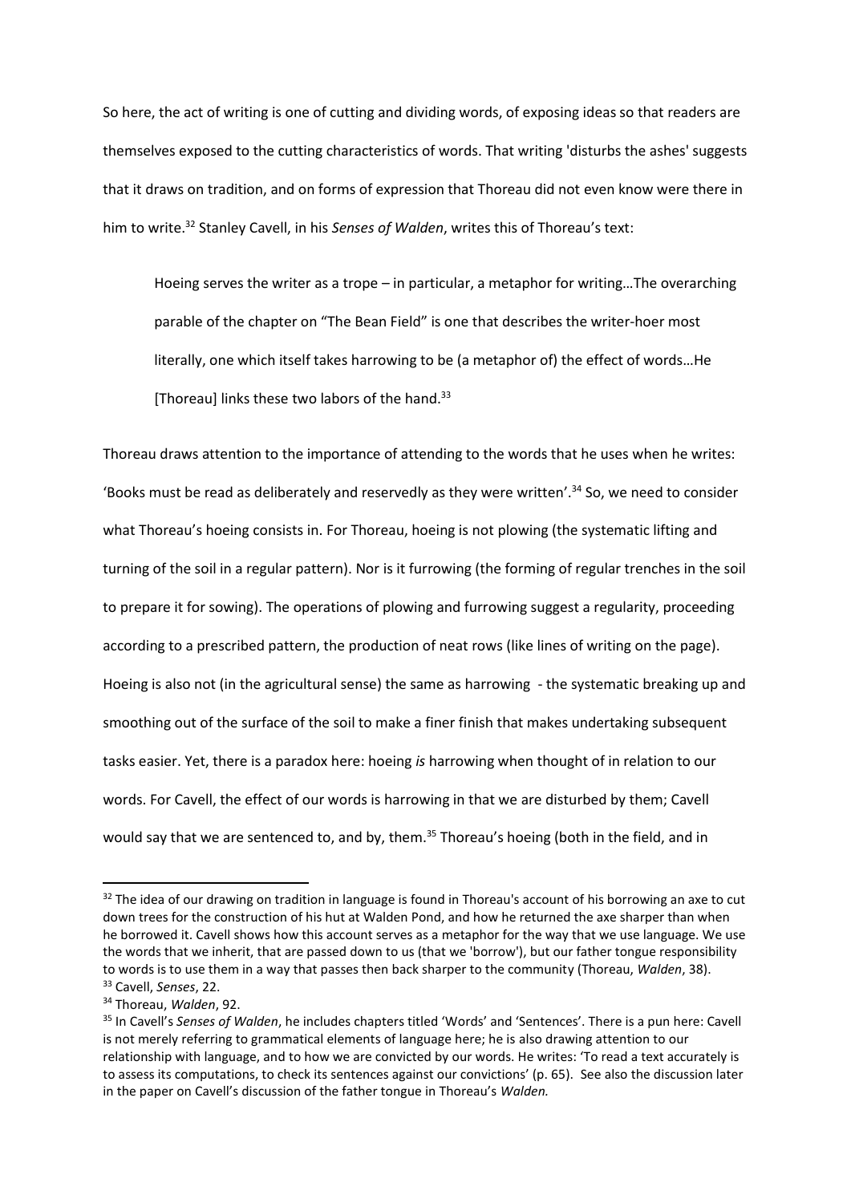So here, the act of writing is one of cutting and dividing words, of exposing ideas so that readers are themselves exposed to the cutting characteristics of words. That writing 'disturbs the ashes' suggests that it draws on tradition, and on forms of expression that Thoreau did not even know were there in him to write.[32] Stanley Cavell, in his *Senses of Walden*, writes this of Thoreau's text:

> Hoeing serves the writer as a trope – in particular, a metaphor for writing…The overarching parable of the chapter on "The Bean Field" is one that describes the writer-hoer most literally, one which itself takes harrowing to be (a metaphor of) the effect of words…He [Thoreau] links these two labors of the hand.[33]

Thoreau draws attention to the importance of attending to the words that he uses when he writes: 'Books must be read as deliberately and reservedly as they were written'.[34] So, we need to consider what Thoreau's hoeing consists in. For Thoreau, hoeing is not plowing (the systematic lifting and turning of the soil in a regular pattern). Nor is it furrowing (the forming of regular trenches in the soil to prepare it for sowing). The operations of plowing and furrowing suggest a regularity, proceeding according to a prescribed pattern, the production of neat rows (like lines of writing on the page). Hoeing is also not (in the agricultural sense) the same as harrowing - the systematic breaking up and smoothing out of the surface of the soil to make a finer finish that makes undertaking subsequent tasks easier. Yet, there is a paradox here: hoeing *is* harrowing when thought of in relation to our words. For Cavell, the effect of our words is harrowing in that we are disturbed by them; Cavell would say that we are sentenced to, and by, them.[35] Thoreau's hoeing (both in the field, and in

---

[32] The idea of our drawing on tradition in language is found in Thoreau's account of his borrowing an axe to cut down trees for the construction of his hut at Walden Pond, and how he returned the axe sharper than when he borrowed it. Cavell shows how this account serves as a metaphor for the way that we use language. We use the words that we inherit, that are passed down to us (that we 'borrow'), but our father tongue responsibility to words is to use them in a way that passes then back sharper to the community (Thoreau, *Walden*, 38).

[33] Cavell, *Senses*, 22.

[34] Thoreau, *Walden*, 92.

[35] In Cavell's *Senses of Walden*, he includes chapters titled 'Words' and 'Sentences'. There is a pun here: Cavell is not merely referring to grammatical elements of language here; he is also drawing attention to our relationship with language, and to how we are convicted by our words. He writes: 'To read a text accurately is to assess its computations, to check its sentences against our convictions' (p. 65). See also the discussion later in the paper on Cavell's discussion of the father tongue in Thoreau's *Walden.*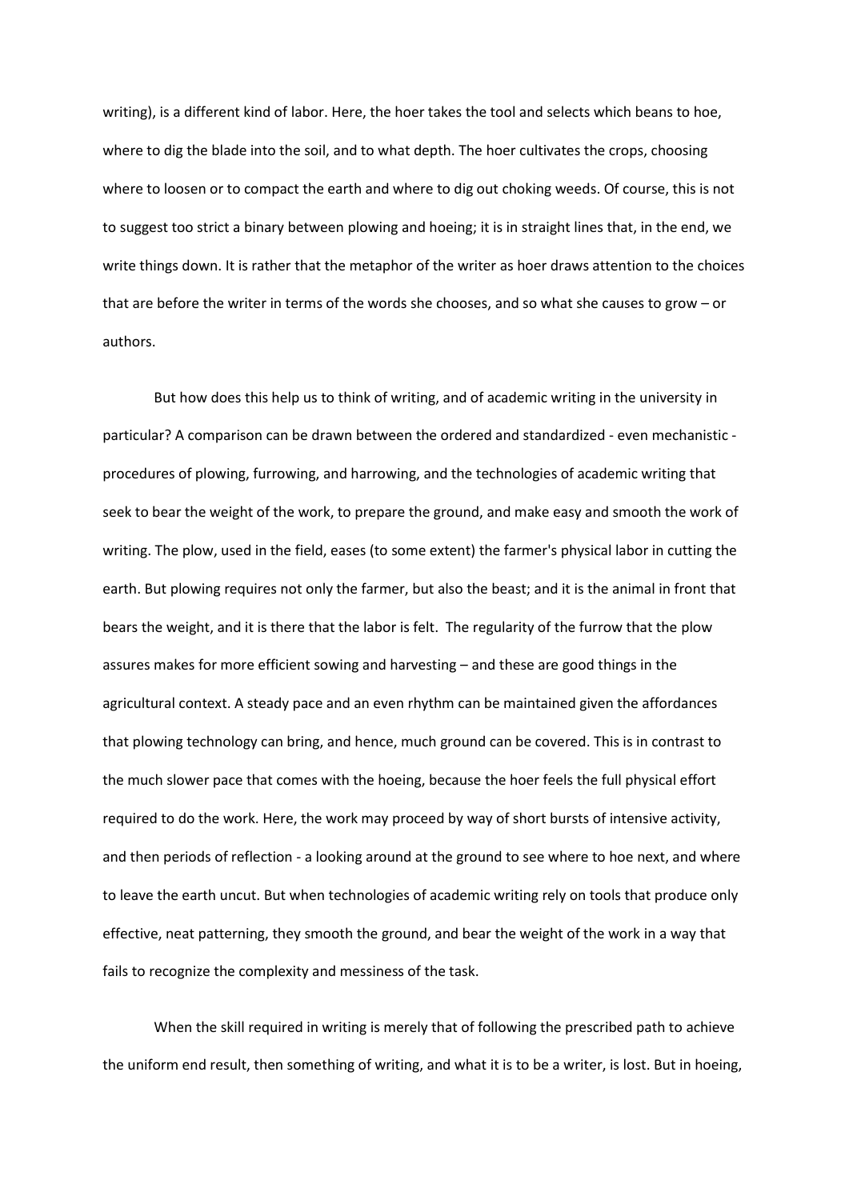writing), is a different kind of labor. Here, the hoer takes the tool and selects which beans to hoe, where to dig the blade into the soil, and to what depth. The hoer cultivates the crops, choosing where to loosen or to compact the earth and where to dig out choking weeds. Of course, this is not to suggest too strict a binary between plowing and hoeing; it is in straight lines that, in the end, we write things down. It is rather that the metaphor of the writer as hoer draws attention to the choices that are before the writer in terms of the words she chooses, and so what she causes to grow – or authors.

But how does this help us to think of writing, and of academic writing in the university in particular? A comparison can be drawn between the ordered and standardized - even mechanistic - procedures of plowing, furrowing, and harrowing, and the technologies of academic writing that seek to bear the weight of the work, to prepare the ground, and make easy and smooth the work of writing. The plow, used in the field, eases (to some extent) the farmer's physical labor in cutting the earth. But plowing requires not only the farmer, but also the beast; and it is the animal in front that bears the weight, and it is there that the labor is felt. The regularity of the furrow that the plow assures makes for more efficient sowing and harvesting – and these are good things in the agricultural context. A steady pace and an even rhythm can be maintained given the affordances that plowing technology can bring, and hence, much ground can be covered. This is in contrast to the much slower pace that comes with the hoeing, because the hoer feels the full physical effort required to do the work. Here, the work may proceed by way of short bursts of intensive activity, and then periods of reflection - a looking around at the ground to see where to hoe next, and where to leave the earth uncut. But when technologies of academic writing rely on tools that produce only effective, neat patterning, they smooth the ground, and bear the weight of the work in a way that fails to recognize the complexity and messiness of the task.

When the skill required in writing is merely that of following the prescribed path to achieve the uniform end result, then something of writing, and what it is to be a writer, is lost. But in hoeing,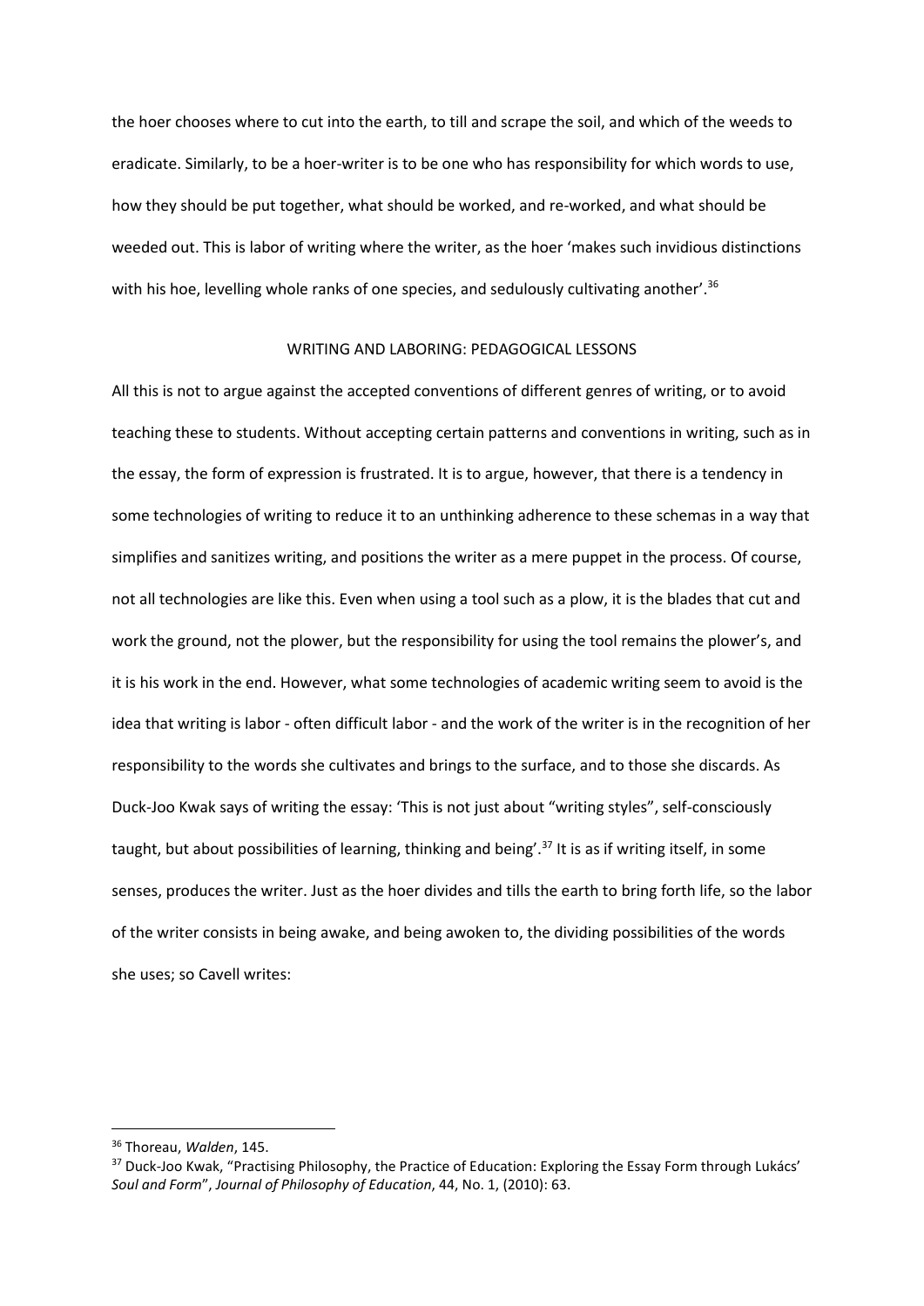the hoer chooses where to cut into the earth, to till and scrape the soil, and which of the weeds to eradicate. Similarly, to be a hoer-writer is to be one who has responsibility for which words to use, how they should be put together, what should be worked, and re-worked, and what should be weeded out. This is labor of writing where the writer, as the hoer 'makes such invidious distinctions with his hoe, levelling whole ranks of one species, and sedulously cultivating another'.[36]

## WRITING AND LABORING: PEDAGOGICAL LESSONS

All this is not to argue against the accepted conventions of different genres of writing, or to avoid teaching these to students. Without accepting certain patterns and conventions in writing, such as in the essay, the form of expression is frustrated. It is to argue, however, that there is a tendency in some technologies of writing to reduce it to an unthinking adherence to these schemas in a way that simplifies and sanitizes writing, and positions the writer as a mere puppet in the process. Of course, not all technologies are like this. Even when using a tool such as a plow, it is the blades that cut and work the ground, not the plower, but the responsibility for using the tool remains the plower's, and it is his work in the end. However, what some technologies of academic writing seem to avoid is the idea that writing is labor - often difficult labor - and the work of the writer is in the recognition of her responsibility to the words she cultivates and brings to the surface, and to those she discards. As Duck-Joo Kwak says of writing the essay: 'This is not just about "writing styles", self-consciously taught, but about possibilities of learning, thinking and being'.[37] It is as if writing itself, in some senses, produces the writer. Just as the hoer divides and tills the earth to bring forth life, so the labor of the writer consists in being awake, and being awoken to, the dividing possibilities of the words she uses; so Cavell writes:

---

[36] Thoreau, *Walden*, 145.

[37] Duck-Joo Kwak, "Practising Philosophy, the Practice of Education: Exploring the Essay Form through Lukács' *Soul and Form*", *Journal of Philosophy of Education*, 44, No. 1, (2010): 63.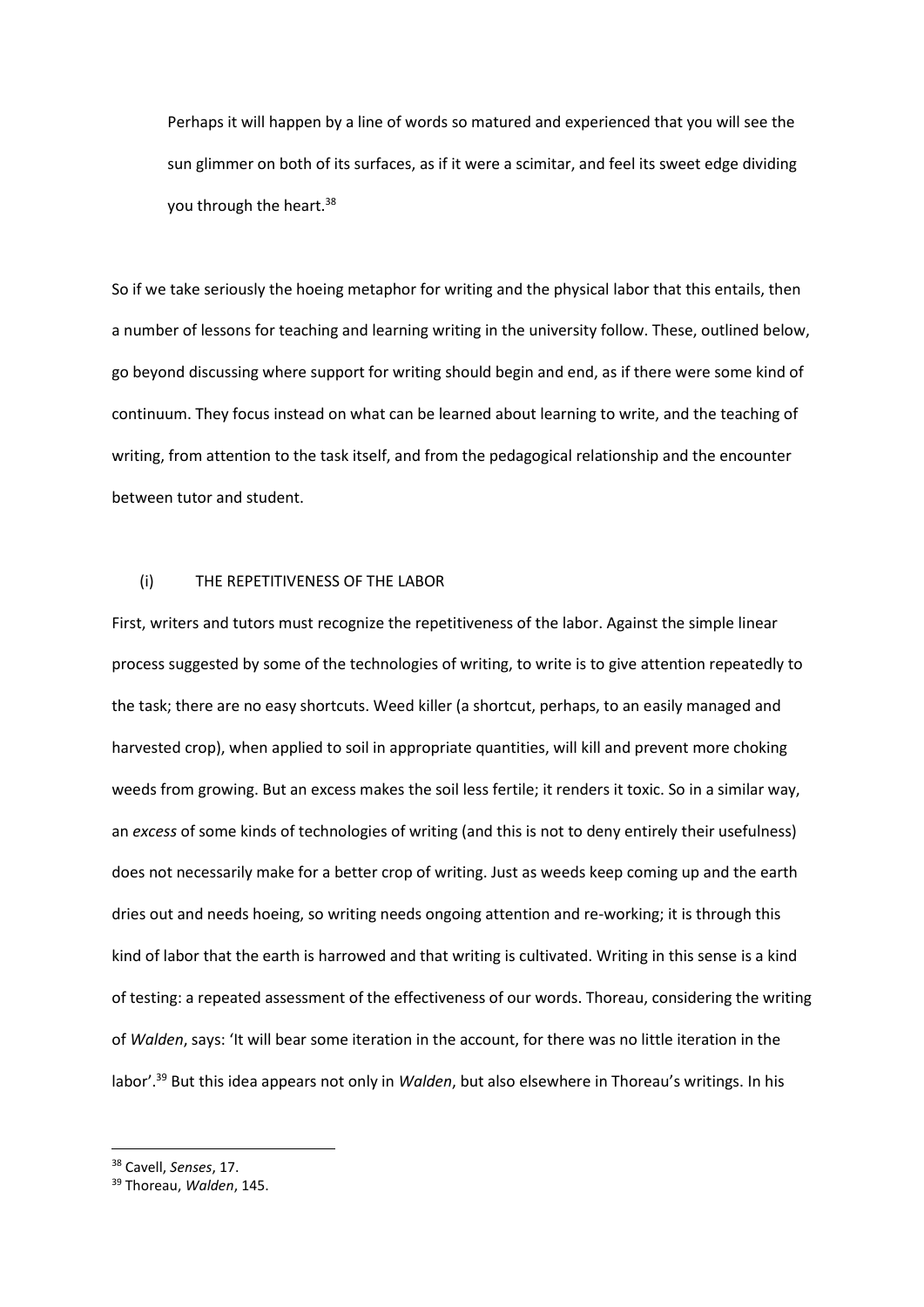> Perhaps it will happen by a line of words so matured and experienced that you will see the sun glimmer on both of its surfaces, as if it were a scimitar, and feel its sweet edge dividing you through the heart.[38]

So if we take seriously the hoeing metaphor for writing and the physical labor that this entails, then a number of lessons for teaching and learning writing in the university follow. These, outlined below, go beyond discussing where support for writing should begin and end, as if there were some kind of continuum. They focus instead on what can be learned about learning to write, and the teaching of writing, from attention to the task itself, and from the pedagogical relationship and the encounter between tutor and student.

### (i) THE REPETITIVENESS OF THE LABOR

First, writers and tutors must recognize the repetitiveness of the labor. Against the simple linear process suggested by some of the technologies of writing, to write is to give attention repeatedly to the task; there are no easy shortcuts. Weed killer (a shortcut, perhaps, to an easily managed and harvested crop), when applied to soil in appropriate quantities, will kill and prevent more choking weeds from growing. But an excess makes the soil less fertile; it renders it toxic. So in a similar way, an *excess* of some kinds of technologies of writing (and this is not to deny entirely their usefulness) does not necessarily make for a better crop of writing. Just as weeds keep coming up and the earth dries out and needs hoeing, so writing needs ongoing attention and re-working; it is through this kind of labor that the earth is harrowed and that writing is cultivated. Writing in this sense is a kind of testing: a repeated assessment of the effectiveness of our words. Thoreau, considering the writing of *Walden*, says: 'It will bear some iteration in the account, for there was no little iteration in the labor'.[39] But this idea appears not only in *Walden*, but also elsewhere in Thoreau's writings. In his

---

[38] Cavell, *Senses*, 17.

[39] Thoreau, *Walden*, 145.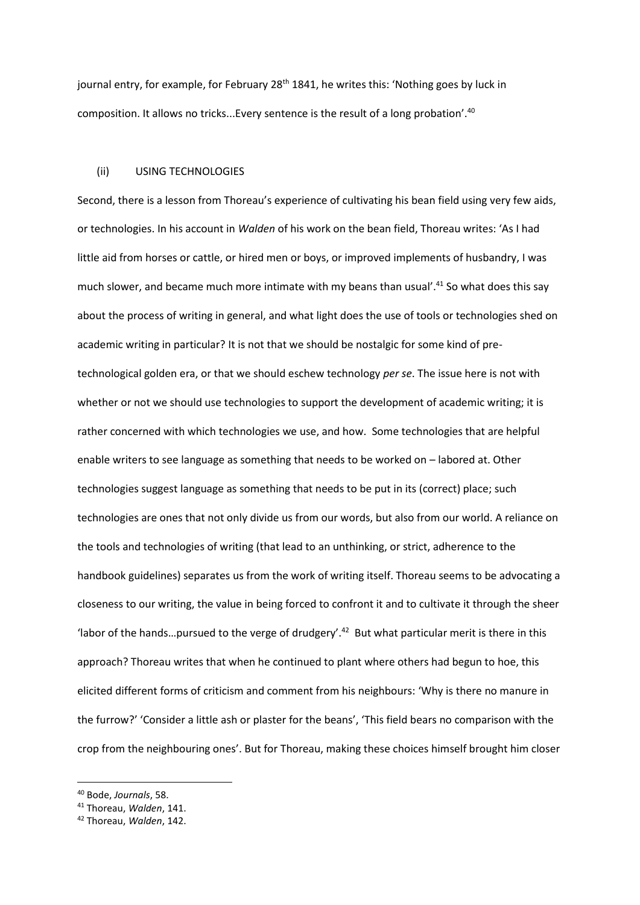journal entry, for example, for February 28th 1841, he writes this: 'Nothing goes by luck in composition. It allows no tricks...Every sentence is the result of a long probation'.[40]

### (ii) USING TECHNOLOGIES

Second, there is a lesson from Thoreau's experience of cultivating his bean field using very few aids, or technologies. In his account in *Walden* of his work on the bean field, Thoreau writes: 'As I had little aid from horses or cattle, or hired men or boys, or improved implements of husbandry, I was much slower, and became much more intimate with my beans than usual'.[41] So what does this say about the process of writing in general, and what light does the use of tools or technologies shed on academic writing in particular? It is not that we should be nostalgic for some kind of pre-technological golden era, or that we should eschew technology *per se*. The issue here is not with whether or not we should use technologies to support the development of academic writing; it is rather concerned with which technologies we use, and how. Some technologies that are helpful enable writers to see language as something that needs to be worked on – labored at. Other technologies suggest language as something that needs to be put in its (correct) place; such technologies are ones that not only divide us from our words, but also from our world. A reliance on the tools and technologies of writing (that lead to an unthinking, or strict, adherence to the handbook guidelines) separates us from the work of writing itself. Thoreau seems to be advocating a closeness to our writing, the value in being forced to confront it and to cultivate it through the sheer 'labor of the hands…pursued to the verge of drudgery'.[42] But what particular merit is there in this approach? Thoreau writes that when he continued to plant where others had begun to hoe, this elicited different forms of criticism and comment from his neighbours: 'Why is there no manure in the furrow?' 'Consider a little ash or plaster for the beans', 'This field bears no comparison with the crop from the neighbouring ones'. But for Thoreau, making these choices himself brought him closer

---

[40] Bode, *Journals*, 58.

[41] Thoreau, *Walden*, 141.

[42] Thoreau, *Walden*, 142.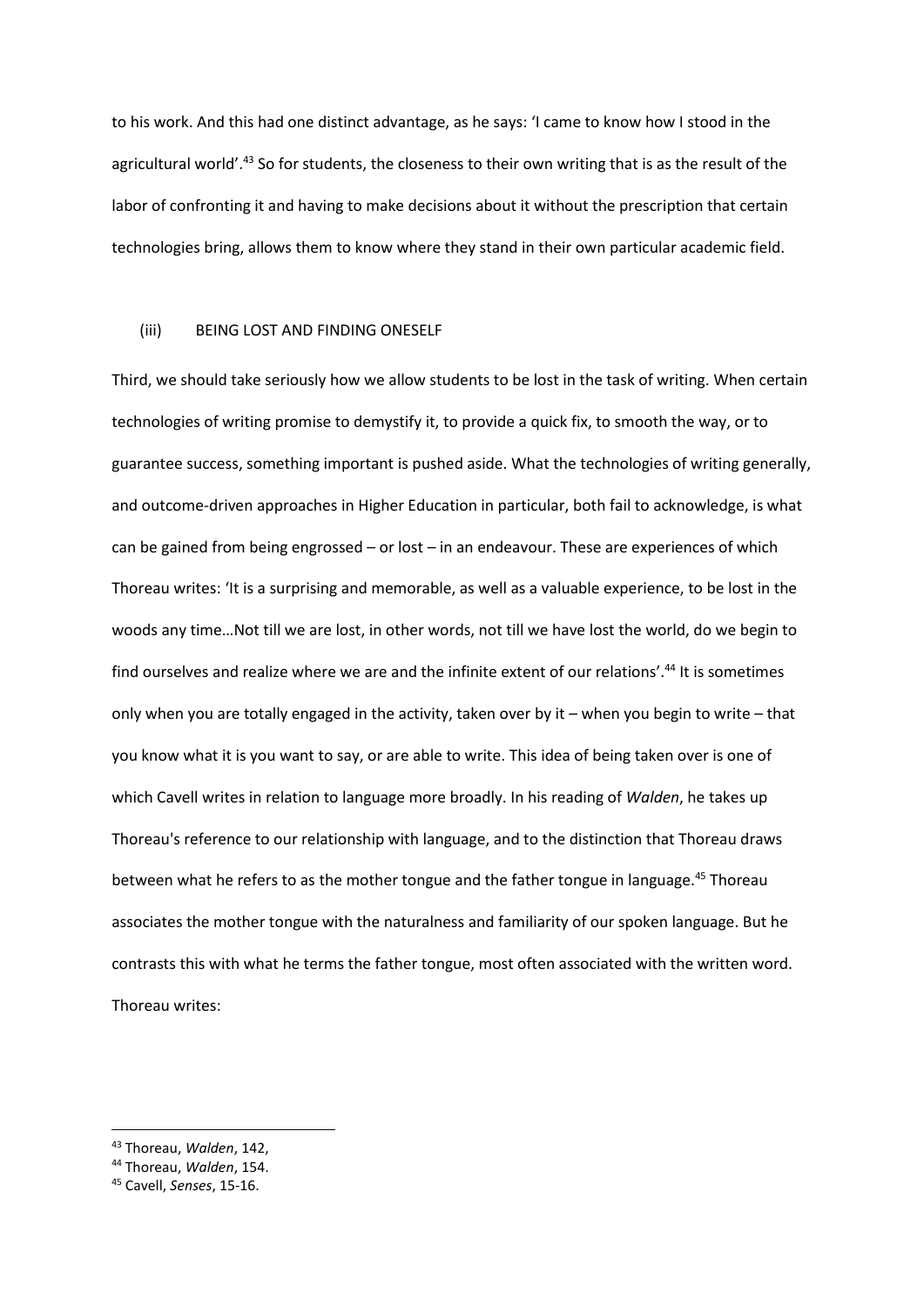to his work. And this had one distinct advantage, as he says: 'I came to know how I stood in the agricultural world'.[43] So for students, the closeness to their own writing that is as the result of the labor of confronting it and having to make decisions about it without the prescription that certain technologies bring, allows them to know where they stand in their own particular academic field.

### (iii) BEING LOST AND FINDING ONESELF

Third, we should take seriously how we allow students to be lost in the task of writing. When certain technologies of writing promise to demystify it, to provide a quick fix, to smooth the way, or to guarantee success, something important is pushed aside. What the technologies of writing generally, and outcome-driven approaches in Higher Education in particular, both fail to acknowledge, is what can be gained from being engrossed – or lost – in an endeavour. These are experiences of which Thoreau writes: 'It is a surprising and memorable, as well as a valuable experience, to be lost in the woods any time…Not till we are lost, in other words, not till we have lost the world, do we begin to find ourselves and realize where we are and the infinite extent of our relations'.[44] It is sometimes only when you are totally engaged in the activity, taken over by it – when you begin to write – that you know what it is you want to say, or are able to write. This idea of being taken over is one of which Cavell writes in relation to language more broadly. In his reading of *Walden*, he takes up Thoreau's reference to our relationship with language, and to the distinction that Thoreau draws between what he refers to as the mother tongue and the father tongue in language.[45] Thoreau associates the mother tongue with the naturalness and familiarity of our spoken language. But he contrasts this with what he terms the father tongue, most often associated with the written word. Thoreau writes:

---

[43] Thoreau, *Walden*, 142,

[44] Thoreau, *Walden*, 154.

[45] Cavell, *Senses*, 15-16.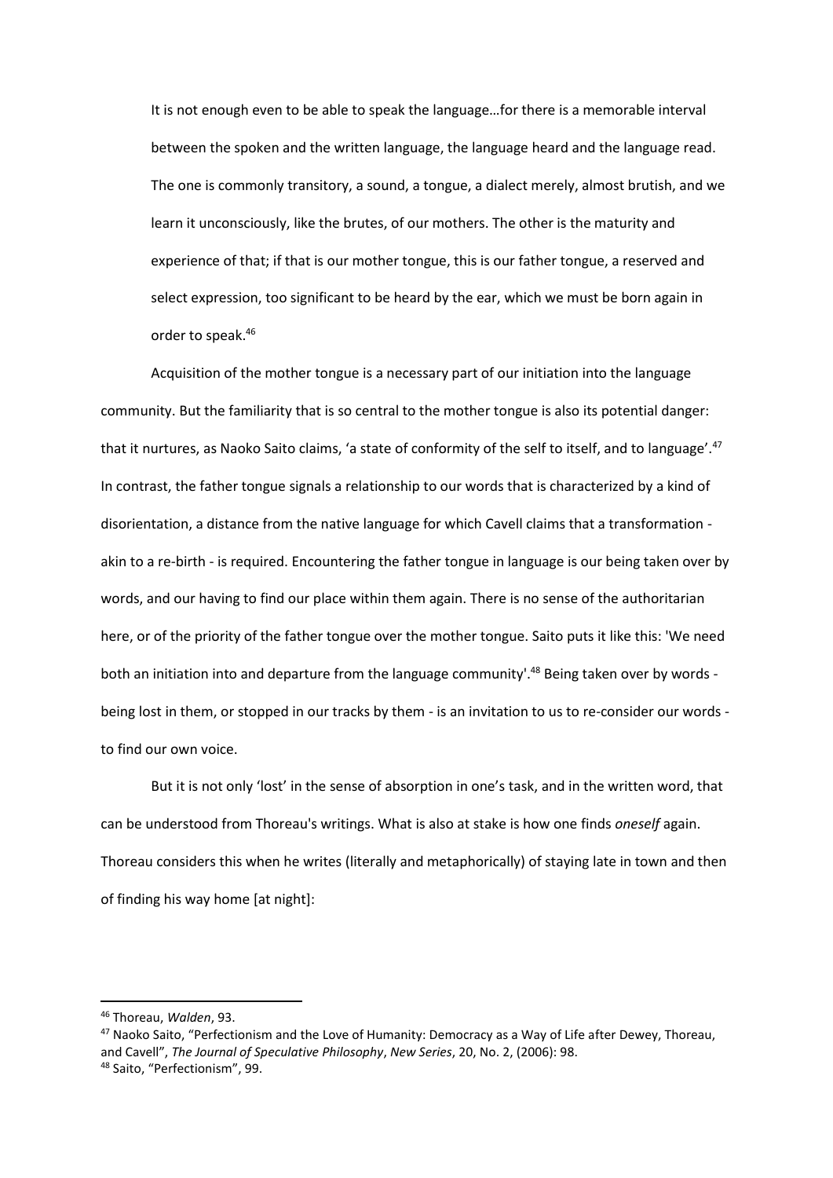> It is not enough even to be able to speak the language…for there is a memorable interval between the spoken and the written language, the language heard and the language read. The one is commonly transitory, a sound, a tongue, a dialect merely, almost brutish, and we learn it unconsciously, like the brutes, of our mothers. The other is the maturity and experience of that; if that is our mother tongue, this is our father tongue, a reserved and select expression, too significant to be heard by the ear, which we must be born again in order to speak.[46]

Acquisition of the mother tongue is a necessary part of our initiation into the language community. But the familiarity that is so central to the mother tongue is also its potential danger: that it nurtures, as Naoko Saito claims, 'a state of conformity of the self to itself, and to language'.[47] In contrast, the father tongue signals a relationship to our words that is characterized by a kind of disorientation, a distance from the native language for which Cavell claims that a transformation - akin to a re-birth - is required. Encountering the father tongue in language is our being taken over by words, and our having to find our place within them again. There is no sense of the authoritarian here, or of the priority of the father tongue over the mother tongue. Saito puts it like this: 'We need both an initiation into and departure from the language community'.[48] Being taken over by words - being lost in them, or stopped in our tracks by them - is an invitation to us to re-consider our words - to find our own voice.

But it is not only 'lost' in the sense of absorption in one's task, and in the written word, that can be understood from Thoreau's writings. What is also at stake is how one finds *oneself* again. Thoreau considers this when he writes (literally and metaphorically) of staying late in town and then of finding his way home [at night]:

---

[46] Thoreau, *Walden*, 93.

[47] Naoko Saito, "Perfectionism and the Love of Humanity: Democracy as a Way of Life after Dewey, Thoreau, and Cavell", *The Journal of Speculative Philosophy*, *New Series*, 20, No. 2, (2006): 98.

[48] Saito, "Perfectionism", 99.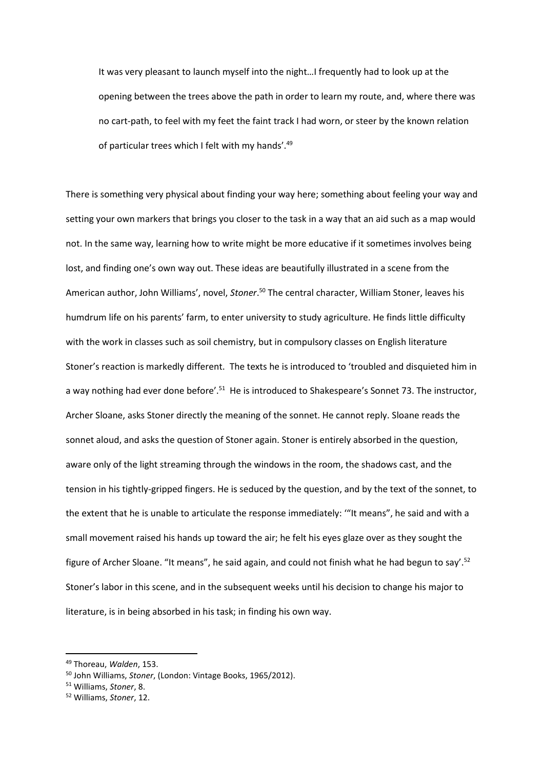> It was very pleasant to launch myself into the night…I frequently had to look up at the opening between the trees above the path in order to learn my route, and, where there was no cart-path, to feel with my feet the faint track I had worn, or steer by the known relation of particular trees which I felt with my hands'.[49]

There is something very physical about finding your way here; something about feeling your way and setting your own markers that brings you closer to the task in a way that an aid such as a map would not. In the same way, learning how to write might be more educative if it sometimes involves being lost, and finding one's own way out. These ideas are beautifully illustrated in a scene from the American author, John Williams', novel, *Stoner*.[50] The central character, William Stoner, leaves his humdrum life on his parents' farm, to enter university to study agriculture. He finds little difficulty with the work in classes such as soil chemistry, but in compulsory classes on English literature Stoner's reaction is markedly different. The texts he is introduced to 'troubled and disquieted him in a way nothing had ever done before'.[51] He is introduced to Shakespeare's Sonnet 73. The instructor, Archer Sloane, asks Stoner directly the meaning of the sonnet. He cannot reply. Sloane reads the sonnet aloud, and asks the question of Stoner again. Stoner is entirely absorbed in the question, aware only of the light streaming through the windows in the room, the shadows cast, and the tension in his tightly-gripped fingers. He is seduced by the question, and by the text of the sonnet, to the extent that he is unable to articulate the response immediately: '"It means", he said and with a small movement raised his hands up toward the air; he felt his eyes glaze over as they sought the figure of Archer Sloane. "It means", he said again, and could not finish what he had begun to say'.[52] Stoner's labor in this scene, and in the subsequent weeks until his decision to change his major to literature, is in being absorbed in his task; in finding his own way.

---

[49] Thoreau, *Walden*, 153.

[50] John Williams, *Stoner*, (London: Vintage Books, 1965/2012).

[51] Williams, *Stoner*, 8.

[52] Williams, *Stoner*, 12.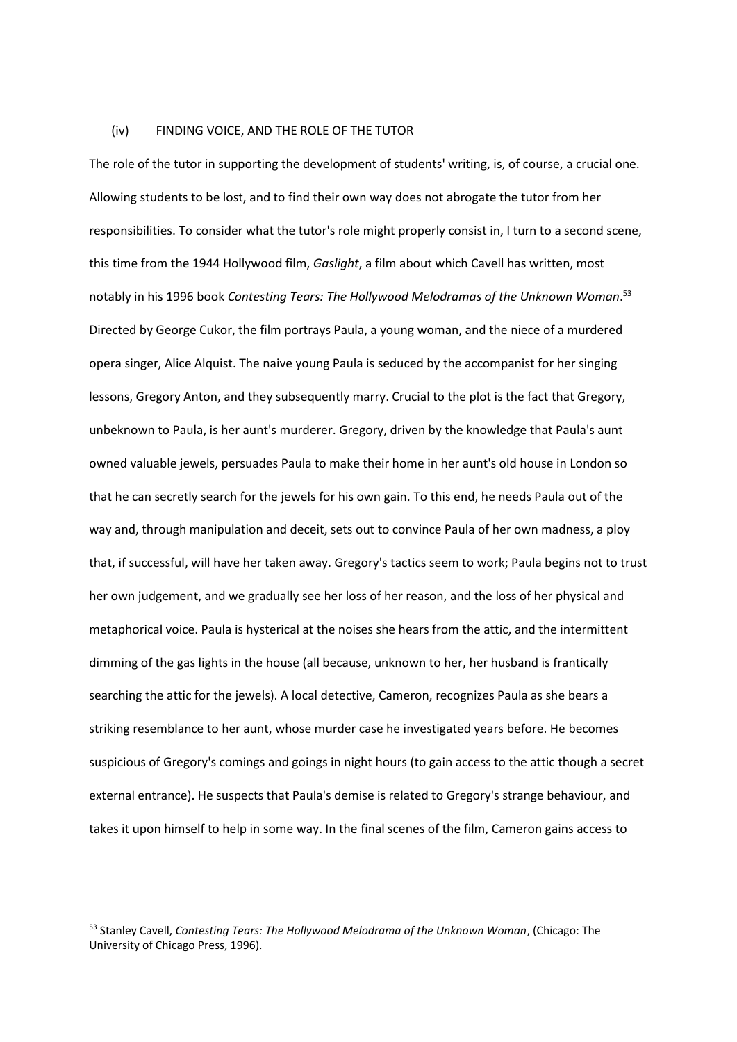(iv) FINDING VOICE, AND THE ROLE OF THE TUTOR

The role of the tutor in supporting the development of students' writing, is, of course, a crucial one. Allowing students to be lost, and to find their own way does not abrogate the tutor from her responsibilities. To consider what the tutor's role might properly consist in, I turn to a second scene, this time from the 1944 Hollywood film, *Gaslight*, a film about which Cavell has written, most notably in his 1996 book *Contesting Tears: The Hollywood Melodramas of the Unknown Woman*.[53] Directed by George Cukor, the film portrays Paula, a young woman, and the niece of a murdered opera singer, Alice Alquist. The naive young Paula is seduced by the accompanist for her singing lessons, Gregory Anton, and they subsequently marry. Crucial to the plot is the fact that Gregory, unbeknown to Paula, is her aunt's murderer. Gregory, driven by the knowledge that Paula's aunt owned valuable jewels, persuades Paula to make their home in her aunt's old house in London so that he can secretly search for the jewels for his own gain. To this end, he needs Paula out of the way and, through manipulation and deceit, sets out to convince Paula of her own madness, a ploy that, if successful, will have her taken away. Gregory's tactics seem to work; Paula begins not to trust her own judgement, and we gradually see her loss of her reason, and the loss of her physical and metaphorical voice. Paula is hysterical at the noises she hears from the attic, and the intermittent dimming of the gas lights in the house (all because, unknown to her, her husband is frantically searching the attic for the jewels). A local detective, Cameron, recognizes Paula as she bears a striking resemblance to her aunt, whose murder case he investigated years before. He becomes suspicious of Gregory's comings and goings in night hours (to gain access to the attic though a secret external entrance). He suspects that Paula's demise is related to Gregory's strange behaviour, and takes it upon himself to help in some way. In the final scenes of the film, Cameron gains access to

[53] Stanley Cavell, *Contesting Tears: The Hollywood Melodrama of the Unknown Woman*, (Chicago: The University of Chicago Press, 1996).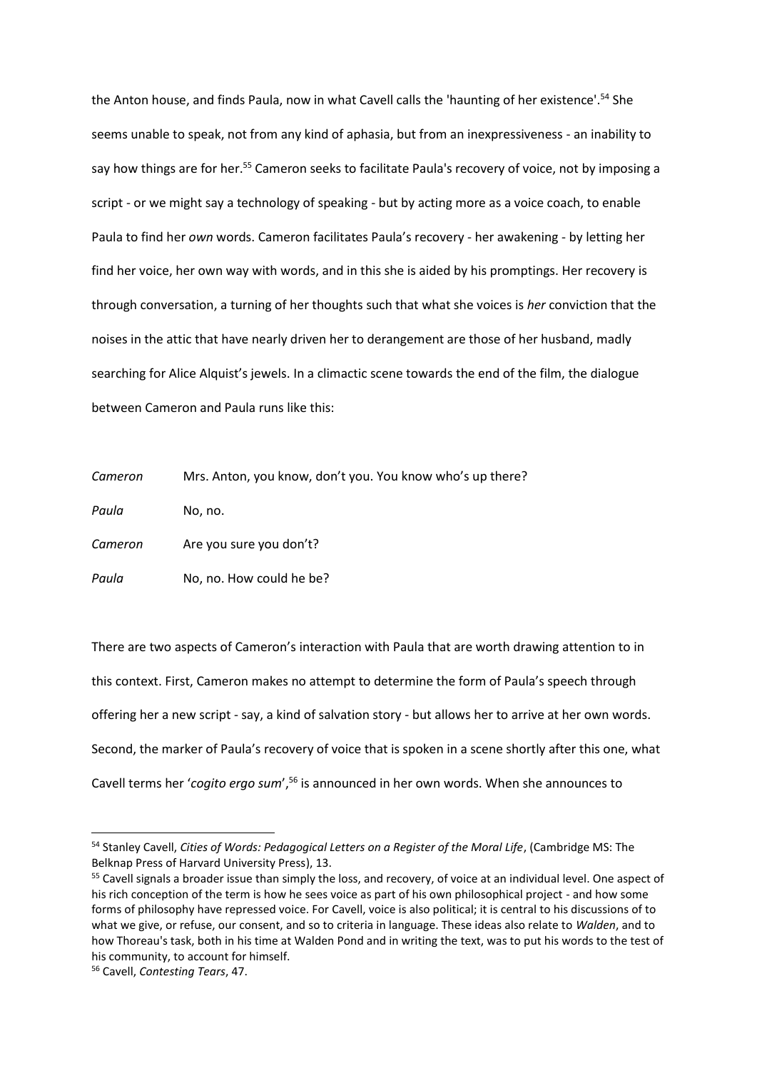the Anton house, and finds Paula, now in what Cavell calls the 'haunting of her existence'.[54] She seems unable to speak, not from any kind of aphasia, but from an inexpressiveness - an inability to say how things are for her.[55] Cameron seeks to facilitate Paula's recovery of voice, not by imposing a script - or we might say a technology of speaking - but by acting more as a voice coach, to enable Paula to find her *own* words. Cameron facilitates Paula's recovery - her awakening - by letting her find her voice, her own way with words, and in this she is aided by his promptings. Her recovery is through conversation, a turning of her thoughts such that what she voices is *her* conviction that the noises in the attic that have nearly driven her to derangement are those of her husband, madly searching for Alice Alquist's jewels. In a climactic scene towards the end of the film, the dialogue between Cameron and Paula runs like this:

*Cameron* Mrs. Anton, you know, don't you. You know who's up there?

*Paula* No, no.

*Cameron* Are you sure you don't?

*Paula* No, no. How could he be?

There are two aspects of Cameron's interaction with Paula that are worth drawing attention to in this context. First, Cameron makes no attempt to determine the form of Paula's speech through offering her a new script - say, a kind of salvation story - but allows her to arrive at her own words. Second, the marker of Paula's recovery of voice that is spoken in a scene shortly after this one, what Cavell terms her '*cogito ergo sum*',[56] is announced in her own words. When she announces to

---

[54] Stanley Cavell, *Cities of Words: Pedagogical Letters on a Register of the Moral Life*, (Cambridge MS: The Belknap Press of Harvard University Press), 13.

[55] Cavell signals a broader issue than simply the loss, and recovery, of voice at an individual level. One aspect of his rich conception of the term is how he sees voice as part of his own philosophical project - and how some forms of philosophy have repressed voice. For Cavell, voice is also political; it is central to his discussions of to what we give, or refuse, our consent, and so to criteria in language. These ideas also relate to *Walden*, and to how Thoreau's task, both in his time at Walden Pond and in writing the text, was to put his words to the test of his community, to account for himself.

[56] Cavell, *Contesting Tears*, 47.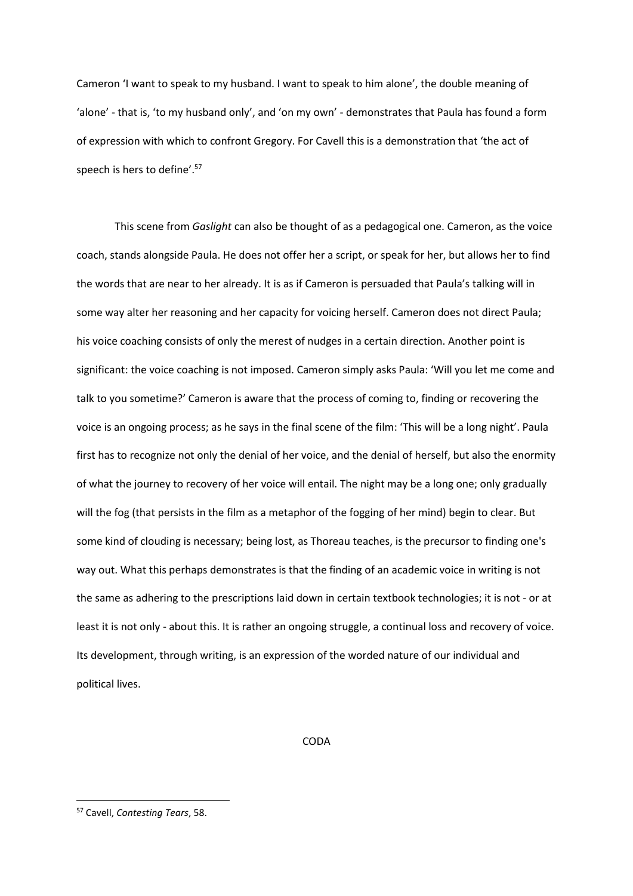Cameron 'I want to speak to my husband. I want to speak to him alone', the double meaning of 'alone' - that is, 'to my husband only', and 'on my own' - demonstrates that Paula has found a form of expression with which to confront Gregory. For Cavell this is a demonstration that 'the act of speech is hers to define'.[57]

This scene from *Gaslight* can also be thought of as a pedagogical one. Cameron, as the voice coach, stands alongside Paula. He does not offer her a script, or speak for her, but allows her to find the words that are near to her already. It is as if Cameron is persuaded that Paula's talking will in some way alter her reasoning and her capacity for voicing herself. Cameron does not direct Paula; his voice coaching consists of only the merest of nudges in a certain direction. Another point is significant: the voice coaching is not imposed. Cameron simply asks Paula: 'Will you let me come and talk to you sometime?' Cameron is aware that the process of coming to, finding or recovering the voice is an ongoing process; as he says in the final scene of the film: 'This will be a long night'. Paula first has to recognize not only the denial of her voice, and the denial of herself, but also the enormity of what the journey to recovery of her voice will entail. The night may be a long one; only gradually will the fog (that persists in the film as a metaphor of the fogging of her mind) begin to clear. But some kind of clouding is necessary; being lost, as Thoreau teaches, is the precursor to finding one's way out. What this perhaps demonstrates is that the finding of an academic voice in writing is not the same as adhering to the prescriptions laid down in certain textbook technologies; it is not - or at least it is not only - about this. It is rather an ongoing struggle, a continual loss and recovery of voice. Its development, through writing, is an expression of the worded nature of our individual and political lives.

## CODA

[57] Cavell, *Contesting Tears*, 58.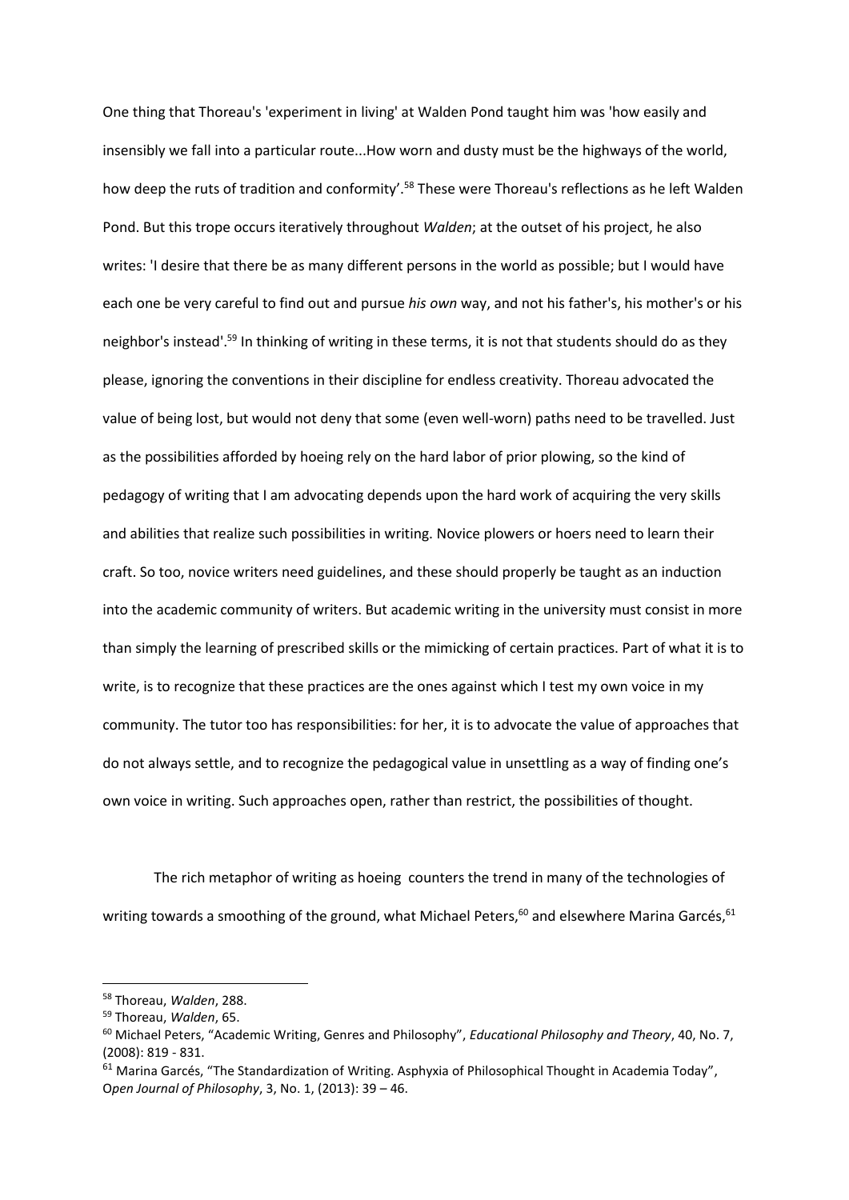One thing that Thoreau's 'experiment in living' at Walden Pond taught him was 'how easily and insensibly we fall into a particular route...How worn and dusty must be the highways of the world, how deep the ruts of tradition and conformity'.[58] These were Thoreau's reflections as he left Walden Pond. But this trope occurs iteratively throughout *Walden*; at the outset of his project, he also writes: 'I desire that there be as many different persons in the world as possible; but I would have each one be very careful to find out and pursue *his own* way, and not his father's, his mother's or his neighbor's instead'.[59] In thinking of writing in these terms, it is not that students should do as they please, ignoring the conventions in their discipline for endless creativity. Thoreau advocated the value of being lost, but would not deny that some (even well-worn) paths need to be travelled. Just as the possibilities afforded by hoeing rely on the hard labor of prior plowing, so the kind of pedagogy of writing that I am advocating depends upon the hard work of acquiring the very skills and abilities that realize such possibilities in writing. Novice plowers or hoers need to learn their craft. So too, novice writers need guidelines, and these should properly be taught as an induction into the academic community of writers. But academic writing in the university must consist in more than simply the learning of prescribed skills or the mimicking of certain practices. Part of what it is to write, is to recognize that these practices are the ones against which I test my own voice in my community. The tutor too has responsibilities: for her, it is to advocate the value of approaches that do not always settle, and to recognize the pedagogical value in unsettling as a way of finding one's own voice in writing. Such approaches open, rather than restrict, the possibilities of thought.

The rich metaphor of writing as hoeing counters the trend in many of the technologies of writing towards a smoothing of the ground, what Michael Peters,[60] and elsewhere Marina Garcés,[61]

---

[58] Thoreau, *Walden*, 288.

[59] Thoreau, *Walden*, 65.

[60] Michael Peters, "Academic Writing, Genres and Philosophy", *Educational Philosophy and Theory*, 40, No. 7, (2008): 819 - 831.

[61] Marina Garcés, "The Standardization of Writing. Asphyxia of Philosophical Thought in Academia Today", *Open Journal of Philosophy*, 3, No. 1, (2013): 39 – 46.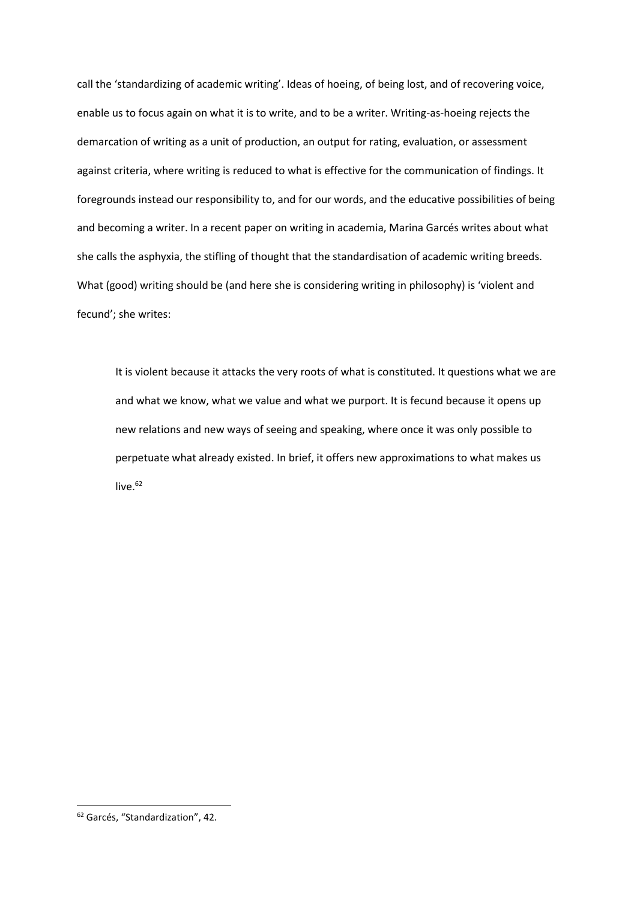call the 'standardizing of academic writing'. Ideas of hoeing, of being lost, and of recovering voice, enable us to focus again on what it is to write, and to be a writer. Writing-as-hoeing rejects the demarcation of writing as a unit of production, an output for rating, evaluation, or assessment against criteria, where writing is reduced to what is effective for the communication of findings. It foregrounds instead our responsibility to, and for our words, and the educative possibilities of being and becoming a writer. In a recent paper on writing in academia, Marina Garcés writes about what she calls the asphyxia, the stifling of thought that the standardisation of academic writing breeds. What (good) writing should be (and here she is considering writing in philosophy) is 'violent and fecund'; she writes:

> It is violent because it attacks the very roots of what is constituted. It questions what we are and what we know, what we value and what we purport. It is fecund because it opens up new relations and new ways of seeing and speaking, where once it was only possible to perpetuate what already existed. In brief, it offers new approximations to what makes us live.[62]

---

[62] Garcés, "Standardization", 42.